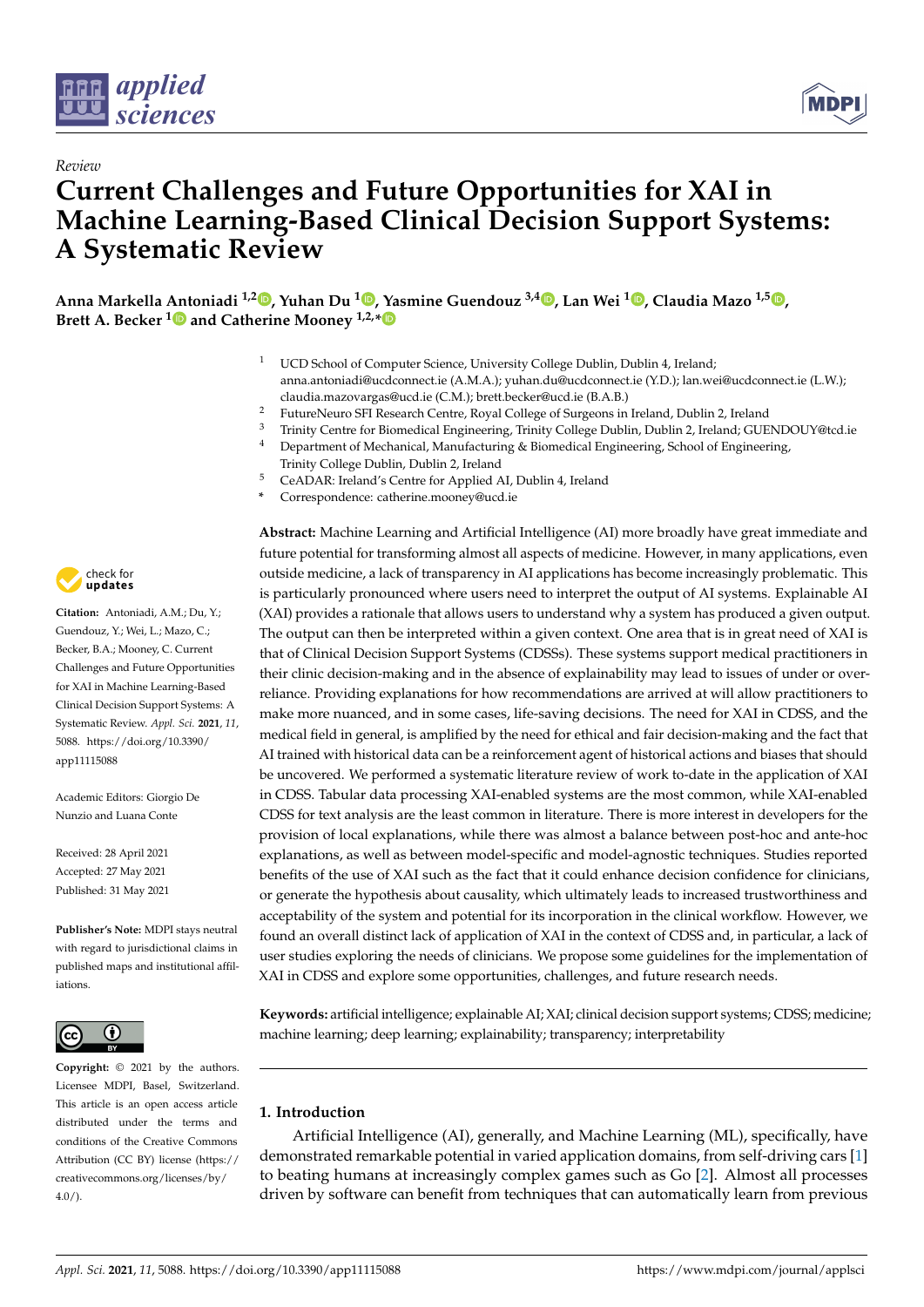*Review*

# Current Challenges and Future Opportunities for XAI in Machine Learning-Based Clinical Decision Support Systems: A Systematic Review

**Anna Markella Antoniadi [1,2], Yuhan Du [1], Yasmine Guendouz [3,4], Lan Wei [1], Claudia Mazo [1,5], Brett A. Becker [1] and Catherine Mooney [1,2,*]**

[1] UCD School of Computer Science, University College Dublin, Dublin 4, Ireland; anna.antoniadi@ucdconnect.ie (A.M.A.); yuhan.du@ucdconnect.ie (Y.D.); lan.wei@ucdconnect.ie (L.W.); claudia.mazovargas@ucd.ie (C.M.); brett.becker@ucd.ie (B.A.B.)
[2] FutureNeuro SFI Research Centre, Royal College of Surgeons in Ireland, Dublin 2, Ireland
[3] Trinity Centre for Biomedical Engineering, Trinity College Dublin, Dublin 2, Ireland; GUENDOUY@tcd.ie
[4] Department of Mechanical, Manufacturing & Biomedical Engineering, School of Engineering, Trinity College Dublin, Dublin 2, Ireland
[5] CeADAR: Ireland's Centre for Applied AI, Dublin 4, Ireland
\* Correspondence: catherine.mooney@ucd.ie

**Citation:** Antoniadi, A.M.; Du, Y.; Guendouz, Y.; Wei, L.; Mazo, C.; Becker, B.A.; Mooney, C. Current Challenges and Future Opportunities for XAI in Machine Learning-Based Clinical Decision Support Systems: A Systematic Review. *Appl. Sci.* **2021**, *11*, 5088. https://doi.org/10.3390/app11115088

Academic Editors: Giorgio De Nunzio and Luana Conte

Received: 28 April 2021
Accepted: 27 May 2021
Published: 31 May 2021

**Publisher's Note:** MDPI stays neutral with regard to jurisdictional claims in published maps and institutional affiliations.

**Copyright:** © 2021 by the authors. Licensee MDPI, Basel, Switzerland. This article is an open access article distributed under the terms and conditions of the Creative Commons Attribution (CC BY) license (https://creativecommons.org/licenses/by/4.0/).

**Abstract:** Machine Learning and Artificial Intelligence (AI) more broadly have great immediate and future potential for transforming almost all aspects of medicine. However, in many applications, even outside medicine, a lack of transparency in AI applications has become increasingly problematic. This is particularly pronounced where users need to interpret the output of AI systems. Explainable AI (XAI) provides a rationale that allows users to understand why a system has produced a given output. The output can then be interpreted within a given context. One area that is in great need of XAI is that of Clinical Decision Support Systems (CDSSs). These systems support medical practitioners in their clinic decision-making and in the absence of explainability may lead to issues of under or over-reliance. Providing explanations for how recommendations are arrived at will allow practitioners to make more nuanced, and in some cases, life-saving decisions. The need for XAI in CDSS, and the medical field in general, is amplified by the need for ethical and fair decision-making and the fact that AI trained with historical data can be a reinforcement agent of historical actions and biases that should be uncovered. We performed a systematic literature review of work to-date in the application of XAI in CDSS. Tabular data processing XAI-enabled systems are the most common, while XAI-enabled CDSS for text analysis are the least common in literature. There is more interest in developers for the provision of local explanations, while there was almost a balance between post-hoc and ante-hoc explanations, as well as between model-specific and model-agnostic techniques. Studies reported benefits of the use of XAI such as the fact that it could enhance decision confidence for clinicians, or generate the hypothesis about causality, which ultimately leads to increased trustworthiness and acceptability of the system and potential for its incorporation in the clinical workflow. However, we found an overall distinct lack of application of XAI in the context of CDSS and, in particular, a lack of user studies exploring the needs of clinicians. We propose some guidelines for the implementation of XAI in CDSS and explore some opportunities, challenges, and future research needs.

**Keywords:** artificial intelligence; explainable AI; XAI; clinical decision support systems; CDSS; medicine; machine learning; deep learning; explainability; transparency; interpretability

## 1. Introduction

Artificial Intelligence (AI), generally, and Machine Learning (ML), specifically, have demonstrated remarkable potential in varied application domains, from self-driving cars [1] to beating humans at increasingly complex games such as Go [2]. Almost all processes driven by software can benefit from techniques that can automatically learn from previous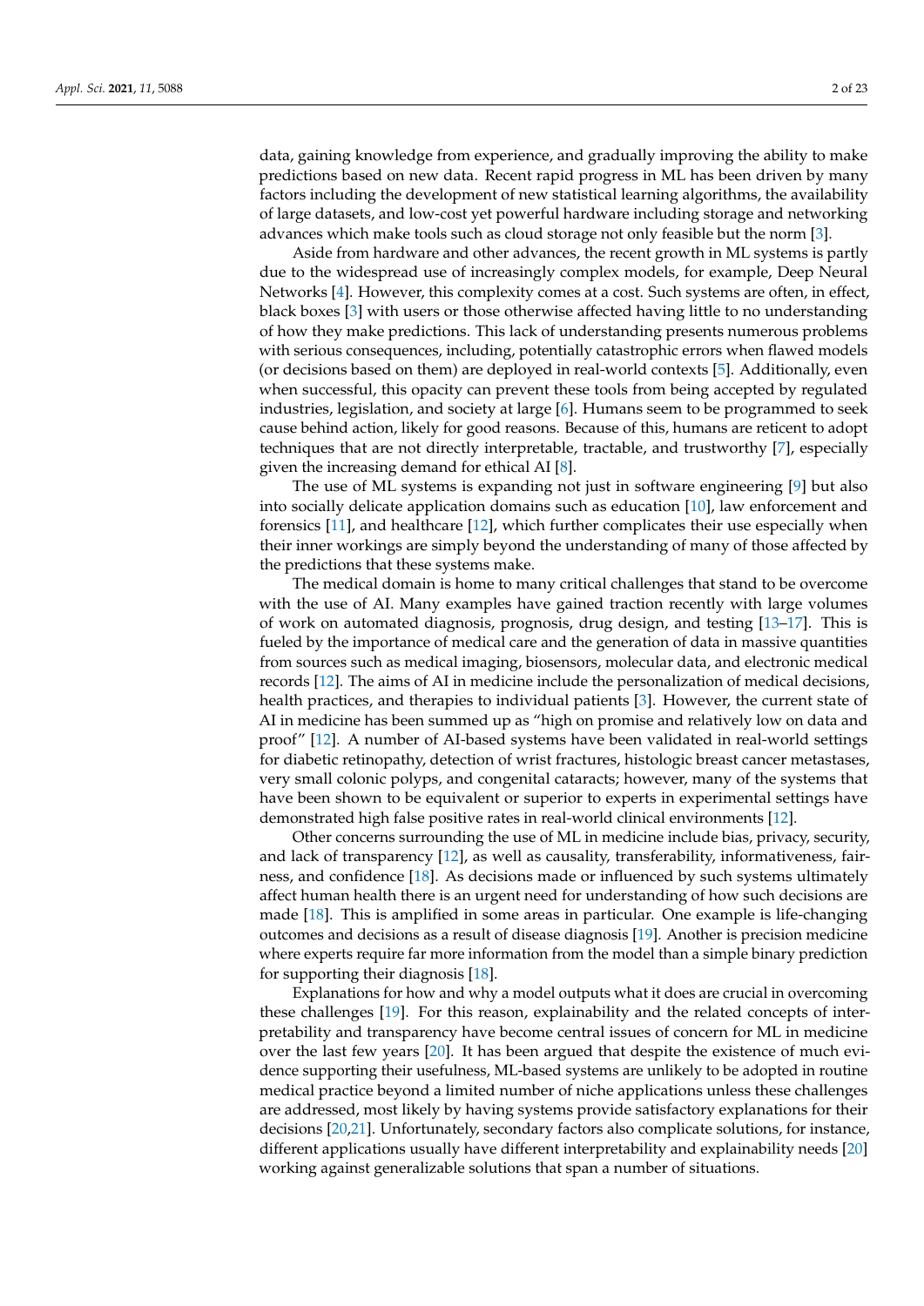data, gaining knowledge from experience, and gradually improving the ability to make predictions based on new data. Recent rapid progress in ML has been driven by many factors including the development of new statistical learning algorithms, the availability of large datasets, and low-cost yet powerful hardware including storage and networking advances which make tools such as cloud storage not only feasible but the norm [3].

Aside from hardware and other advances, the recent growth in ML systems is partly due to the widespread use of increasingly complex models, for example, Deep Neural Networks [4]. However, this complexity comes at a cost. Such systems are often, in effect, black boxes [3] with users or those otherwise affected having little to no understanding of how they make predictions. This lack of understanding presents numerous problems with serious consequences, including, potentially catastrophic errors when flawed models (or decisions based on them) are deployed in real-world contexts [5]. Additionally, even when successful, this opacity can prevent these tools from being accepted by regulated industries, legislation, and society at large [6]. Humans seem to be programmed to seek cause behind action, likely for good reasons. Because of this, humans are reticent to adopt techniques that are not directly interpretable, tractable, and trustworthy [7], especially given the increasing demand for ethical AI [8].

The use of ML systems is expanding not just in software engineering [9] but also into socially delicate application domains such as education [10], law enforcement and forensics [11], and healthcare [12], which further complicates their use especially when their inner workings are simply beyond the understanding of many of those affected by the predictions that these systems make.

The medical domain is home to many critical challenges that stand to be overcome with the use of AI. Many examples have gained traction recently with large volumes of work on automated diagnosis, prognosis, drug design, and testing [13–17]. This is fueled by the importance of medical care and the generation of data in massive quantities from sources such as medical imaging, biosensors, molecular data, and electronic medical records [12]. The aims of AI in medicine include the personalization of medical decisions, health practices, and therapies to individual patients [3]. However, the current state of AI in medicine has been summed up as "high on promise and relatively low on data and proof" [12]. A number of AI-based systems have been validated in real-world settings for diabetic retinopathy, detection of wrist fractures, histologic breast cancer metastases, very small colonic polyps, and congenital cataracts; however, many of the systems that have been shown to be equivalent or superior to experts in experimental settings have demonstrated high false positive rates in real-world clinical environments [12].

Other concerns surrounding the use of ML in medicine include bias, privacy, security, and lack of transparency [12], as well as causality, transferability, informativeness, fairness, and confidence [18]. As decisions made or influenced by such systems ultimately affect human health there is an urgent need for understanding of how such decisions are made [18]. This is amplified in some areas in particular. One example is life-changing outcomes and decisions as a result of disease diagnosis [19]. Another is precision medicine where experts require far more information from the model than a simple binary prediction for supporting their diagnosis [18].

Explanations for how and why a model outputs what it does are crucial in overcoming these challenges [19]. For this reason, explainability and the related concepts of interpretability and transparency have become central issues of concern for ML in medicine over the last few years [20]. It has been argued that despite the existence of much evidence supporting their usefulness, ML-based systems are unlikely to be adopted in routine medical practice beyond a limited number of niche applications unless these challenges are addressed, most likely by having systems provide satisfactory explanations for their decisions [20,21]. Unfortunately, secondary factors also complicate solutions, for instance, different applications usually have different interpretability and explainability needs [20] working against generalizable solutions that span a number of situations.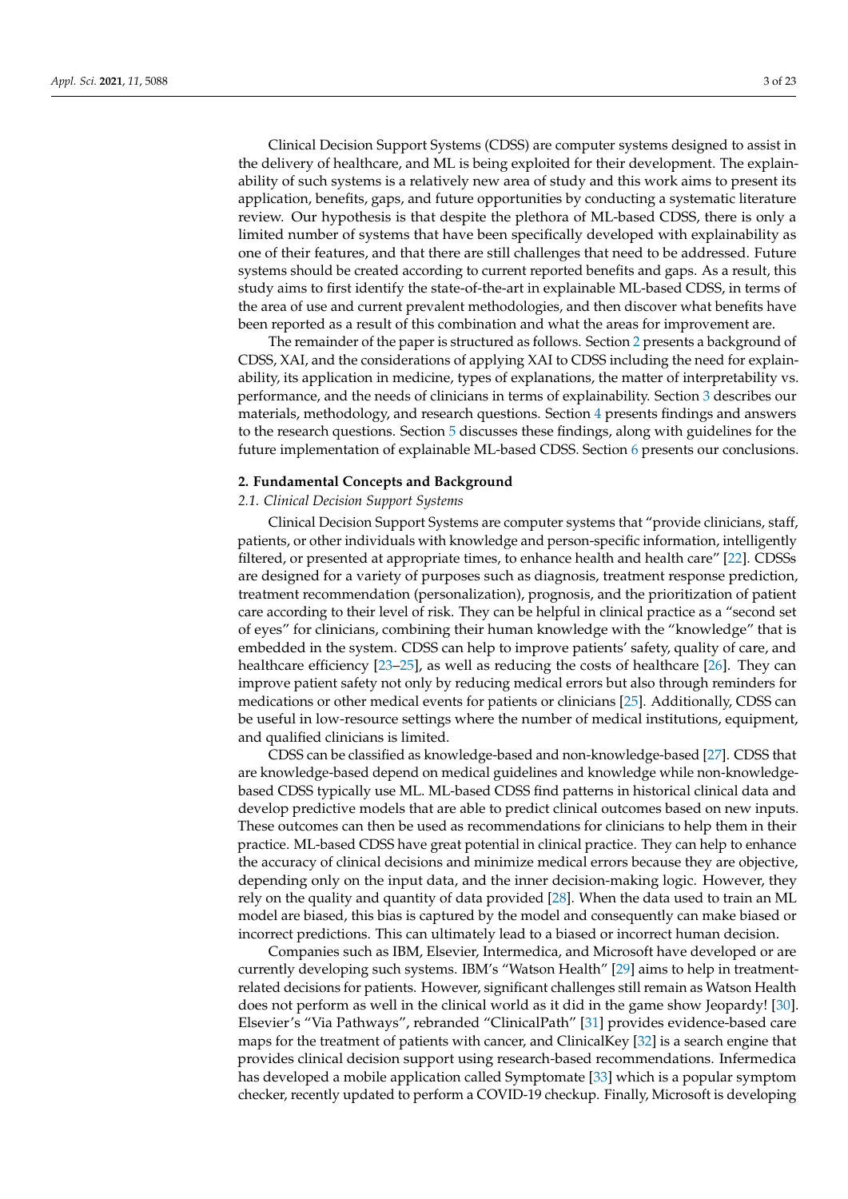Clinical Decision Support Systems (CDSS) are computer systems designed to assist in the delivery of healthcare, and ML is being exploited for their development. The explainability of such systems is a relatively new area of study and this work aims to present its application, benefits, gaps, and future opportunities by conducting a systematic literature review. Our hypothesis is that despite the plethora of ML-based CDSS, there is only a limited number of systems that have been specifically developed with explainability as one of their features, and that there are still challenges that need to be addressed. Future systems should be created according to current reported benefits and gaps. As a result, this study aims to first identify the state-of-the-art in explainable ML-based CDSS, in terms of the area of use and current prevalent methodologies, and then discover what benefits have been reported as a result of this combination and what the areas for improvement are.

The remainder of the paper is structured as follows. Section 2 presents a background of CDSS, XAI, and the considerations of applying XAI to CDSS including the need for explainability, its application in medicine, types of explanations, the matter of interpretability vs. performance, and the needs of clinicians in terms of explainability. Section 3 describes our materials, methodology, and research questions. Section 4 presents findings and answers to the research questions. Section 5 discusses these findings, along with guidelines for the future implementation of explainable ML-based CDSS. Section 6 presents our conclusions.

## 2. Fundamental Concepts and Background

### 2.1. Clinical Decision Support Systems

Clinical Decision Support Systems are computer systems that "provide clinicians, staff, patients, or other individuals with knowledge and person-specific information, intelligently filtered, or presented at appropriate times, to enhance health and health care" [22]. CDSSs are designed for a variety of purposes such as diagnosis, treatment response prediction, treatment recommendation (personalization), prognosis, and the prioritization of patient care according to their level of risk. They can be helpful in clinical practice as a "second set of eyes" for clinicians, combining their human knowledge with the "knowledge" that is embedded in the system. CDSS can help to improve patients' safety, quality of care, and healthcare efficiency [23–25], as well as reducing the costs of healthcare [26]. They can improve patient safety not only by reducing medical errors but also through reminders for medications or other medical events for patients or clinicians [25]. Additionally, CDSS can be useful in low-resource settings where the number of medical institutions, equipment, and qualified clinicians is limited.

CDSS can be classified as knowledge-based and non-knowledge-based [27]. CDSS that are knowledge-based depend on medical guidelines and knowledge while non-knowledge-based CDSS typically use ML. ML-based CDSS find patterns in historical clinical data and develop predictive models that are able to predict clinical outcomes based on new inputs. These outcomes can then be used as recommendations for clinicians to help them in their practice. ML-based CDSS have great potential in clinical practice. They can help to enhance the accuracy of clinical decisions and minimize medical errors because they are objective, depending only on the input data, and the inner decision-making logic. However, they rely on the quality and quantity of data provided [28]. When the data used to train an ML model are biased, this bias is captured by the model and consequently can make biased or incorrect predictions. This can ultimately lead to a biased or incorrect human decision.

Companies such as IBM, Elsevier, Intermedica, and Microsoft have developed or are currently developing such systems. IBM's "Watson Health" [29] aims to help in treatment-related decisions for patients. However, significant challenges still remain as Watson Health does not perform as well in the clinical world as it did in the game show Jeopardy! [30]. Elsevier's "Via Pathways", rebranded "ClinicalPath" [31] provides evidence-based care maps for the treatment of patients with cancer, and ClinicalKey [32] is a search engine that provides clinical decision support using research-based recommendations. Infermedica has developed a mobile application called Symptomate [33] which is a popular symptom checker, recently updated to perform a COVID-19 checkup. Finally, Microsoft is developing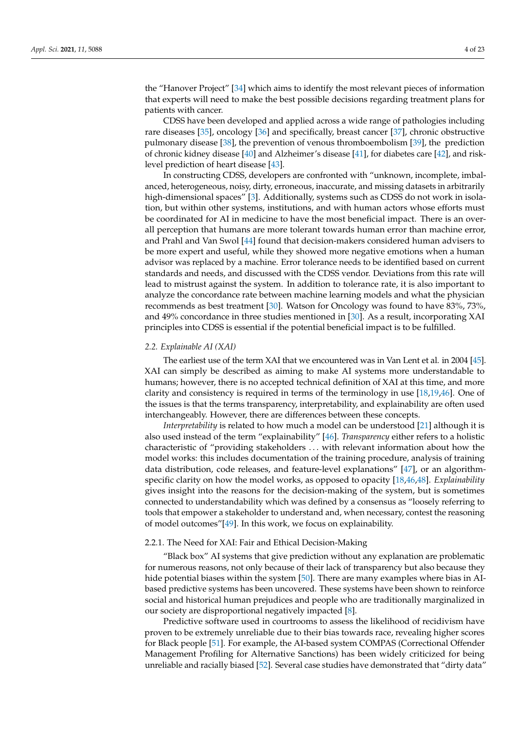the "Hanover Project" [34] which aims to identify the most relevant pieces of information that experts will need to make the best possible decisions regarding treatment plans for patients with cancer.

CDSS have been developed and applied across a wide range of pathologies including rare diseases [35], oncology [36] and specifically, breast cancer [37], chronic obstructive pulmonary disease [38], the prevention of venous thromboembolism [39], the prediction of chronic kidney disease [40] and Alzheimer's disease [41], for diabetes care [42], and risk-level prediction of heart disease [43].

In constructing CDSS, developers are confronted with "unknown, incomplete, imbalanced, heterogeneous, noisy, dirty, erroneous, inaccurate, and missing datasets in arbitrarily high-dimensional spaces" [3]. Additionally, systems such as CDSS do not work in isolation, but within other systems, institutions, and with human actors whose efforts must be coordinated for AI in medicine to have the most beneficial impact. There is an overall perception that humans are more tolerant towards human error than machine error, and Prahl and Van Swol [44] found that decision-makers considered human advisers to be more expert and useful, while they showed more negative emotions when a human advisor was replaced by a machine. Error tolerance needs to be identified based on current standards and needs, and discussed with the CDSS vendor. Deviations from this rate will lead to mistrust against the system. In addition to tolerance rate, it is also important to analyze the concordance rate between machine learning models and what the physician recommends as best treatment [30]. Watson for Oncology was found to have 83%, 73%, and 49% concordance in three studies mentioned in [30]. As a result, incorporating XAI principles into CDSS is essential if the potential beneficial impact is to be fulfilled.

### 2.2. Explainable AI (XAI)

The earliest use of the term XAI that we encountered was in Van Lent et al. in 2004 [45]. XAI can simply be described as aiming to make AI systems more understandable to humans; however, there is no accepted technical definition of XAI at this time, and more clarity and consistency is required in terms of the terminology in use [18,19,46]. One of the issues is that the terms transparency, interpretability, and explainability are often used interchangeably. However, there are differences between these concepts.

*Interpretability* is related to how much a model can be understood [21] although it is also used instead of the term "explainability" [46]. *Transparency* either refers to a holistic characteristic of "providing stakeholders ... with relevant information about how the model works: this includes documentation of the training procedure, analysis of training data distribution, code releases, and feature-level explanations" [47], or an algorithm-specific clarity on how the model works, as opposed to opacity [18,46,48]. *Explainability* gives insight into the reasons for the decision-making of the system, but is sometimes connected to understandability which was defined by a consensus as "loosely referring to tools that empower a stakeholder to understand and, when necessary, contest the reasoning of model outcomes"[49]. In this work, we focus on explainability.

#### 2.2.1. The Need for XAI: Fair and Ethical Decision-Making

"Black box" AI systems that give prediction without any explanation are problematic for numerous reasons, not only because of their lack of transparency but also because they hide potential biases within the system [50]. There are many examples where bias in AI-based predictive systems has been uncovered. These systems have been shown to reinforce social and historical human prejudices and people who are traditionally marginalized in our society are disproportional negatively impacted [8].

Predictive software used in courtrooms to assess the likelihood of recidivism have proven to be extremely unreliable due to their bias towards race, revealing higher scores for Black people [51]. For example, the AI-based system COMPAS (Correctional Offender Management Profiling for Alternative Sanctions) has been widely criticized for being unreliable and racially biased [52]. Several case studies have demonstrated that "dirty data"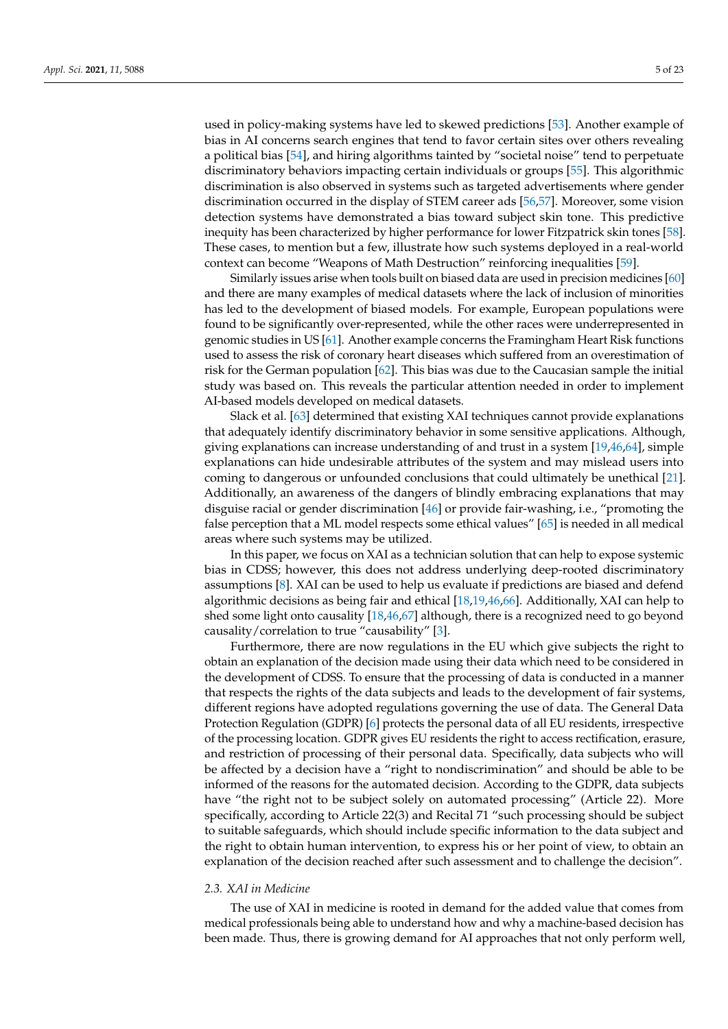used in policy-making systems have led to skewed predictions [53]. Another example of bias in AI concerns search engines that tend to favor certain sites over others revealing a political bias [54], and hiring algorithms tainted by "societal noise" tend to perpetuate discriminatory behaviors impacting certain individuals or groups [55]. This algorithmic discrimination is also observed in systems such as targeted advertisements where gender discrimination occurred in the display of STEM career ads [56,57]. Moreover, some vision detection systems have demonstrated a bias toward subject skin tone. This predictive inequity has been characterized by higher performance for lower Fitzpatrick skin tones [58]. These cases, to mention but a few, illustrate how such systems deployed in a real-world context can become "Weapons of Math Destruction" reinforcing inequalities [59].

Similarly issues arise when tools built on biased data are used in precision medicines [60] and there are many examples of medical datasets where the lack of inclusion of minorities has led to the development of biased models. For example, European populations were found to be significantly over-represented, while the other races were underrepresented in genomic studies in US [61]. Another example concerns the Framingham Heart Risk functions used to assess the risk of coronary heart diseases which suffered from an overestimation of risk for the German population [62]. This bias was due to the Caucasian sample the initial study was based on. This reveals the particular attention needed in order to implement AI-based models developed on medical datasets.

Slack et al. [63] determined that existing XAI techniques cannot provide explanations that adequately identify discriminatory behavior in some sensitive applications. Although, giving explanations can increase understanding of and trust in a system [19,46,64], simple explanations can hide undesirable attributes of the system and may mislead users into coming to dangerous or unfounded conclusions that could ultimately be unethical [21]. Additionally, an awareness of the dangers of blindly embracing explanations that may disguise racial or gender discrimination [46] or provide fair-washing, i.e., "promoting the false perception that a ML model respects some ethical values" [65] is needed in all medical areas where such systems may be utilized.

In this paper, we focus on XAI as a technician solution that can help to expose systemic bias in CDSS; however, this does not address underlying deep-rooted discriminatory assumptions [8]. XAI can be used to help us evaluate if predictions are biased and defend algorithmic decisions as being fair and ethical [18,19,46,66]. Additionally, XAI can help to shed some light onto causality [18,46,67] although, there is a recognized need to go beyond causality/correlation to true "causability" [3].

Furthermore, there are now regulations in the EU which give subjects the right to obtain an explanation of the decision made using their data which need to be considered in the development of CDSS. To ensure that the processing of data is conducted in a manner that respects the rights of the data subjects and leads to the development of fair systems, different regions have adopted regulations governing the use of data. The General Data Protection Regulation (GDPR) [6] protects the personal data of all EU residents, irrespective of the processing location. GDPR gives EU residents the right to access rectification, erasure, and restriction of processing of their personal data. Specifically, data subjects who will be affected by a decision have a "right to nondiscrimination" and should be able to be informed of the reasons for the automated decision. According to the GDPR, data subjects have "the right not to be subject solely on automated processing" (Article 22). More specifically, according to Article 22(3) and Recital 71 "such processing should be subject to suitable safeguards, which should include specific information to the data subject and the right to obtain human intervention, to express his or her point of view, to obtain an explanation of the decision reached after such assessment and to challenge the decision".

### 2.3. XAI in Medicine

The use of XAI in medicine is rooted in demand for the added value that comes from medical professionals being able to understand how and why a machine-based decision has been made. Thus, there is growing demand for AI approaches that not only perform well,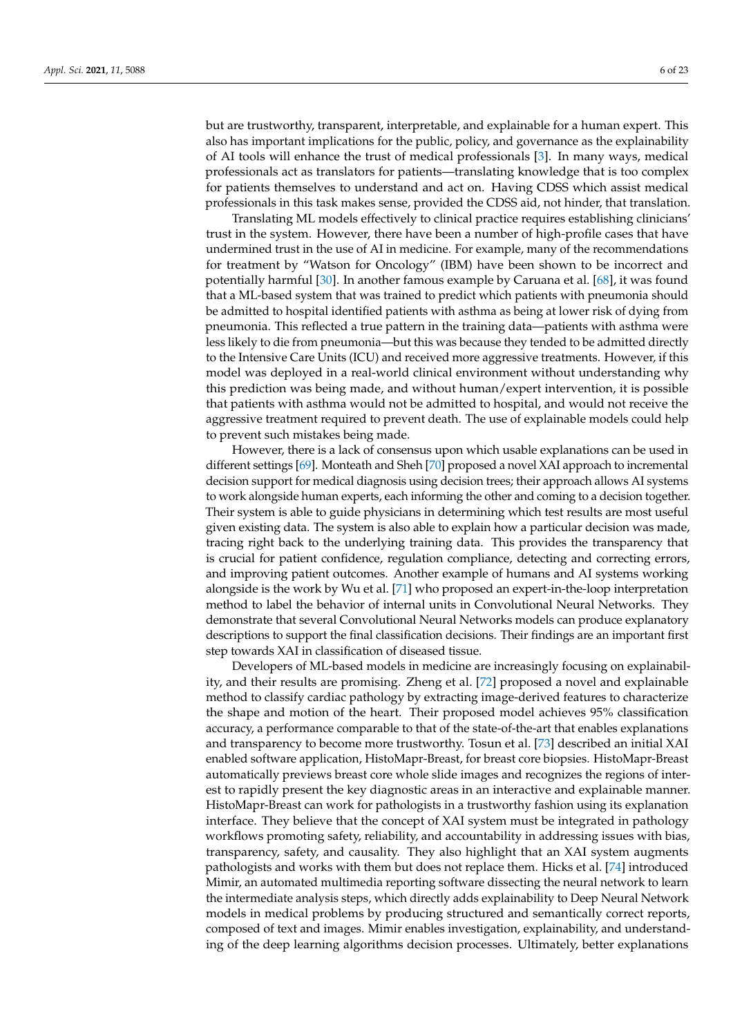but are trustworthy, transparent, interpretable, and explainable for a human expert. This also has important implications for the public, policy, and governance as the explainability of AI tools will enhance the trust of medical professionals [3]. In many ways, medical professionals act as translators for patients—translating knowledge that is too complex for patients themselves to understand and act on. Having CDSS which assist medical professionals in this task makes sense, provided the CDSS aid, not hinder, that translation.

Translating ML models effectively to clinical practice requires establishing clinicians' trust in the system. However, there have been a number of high-profile cases that have undermined trust in the use of AI in medicine. For example, many of the recommendations for treatment by "Watson for Oncology" (IBM) have been shown to be incorrect and potentially harmful [30]. In another famous example by Caruana et al. [68], it was found that a ML-based system that was trained to predict which patients with pneumonia should be admitted to hospital identified patients with asthma as being at lower risk of dying from pneumonia. This reflected a true pattern in the training data—patients with asthma were less likely to die from pneumonia—but this was because they tended to be admitted directly to the Intensive Care Units (ICU) and received more aggressive treatments. However, if this model was deployed in a real-world clinical environment without understanding why this prediction was being made, and without human/expert intervention, it is possible that patients with asthma would not be admitted to hospital, and would not receive the aggressive treatment required to prevent death. The use of explainable models could help to prevent such mistakes being made.

However, there is a lack of consensus upon which usable explanations can be used in different settings [69]. Monteath and Sheh [70] proposed a novel XAI approach to incremental decision support for medical diagnosis using decision trees; their approach allows AI systems to work alongside human experts, each informing the other and coming to a decision together. Their system is able to guide physicians in determining which test results are most useful given existing data. The system is also able to explain how a particular decision was made, tracing right back to the underlying training data. This provides the transparency that is crucial for patient confidence, regulation compliance, detecting and correcting errors, and improving patient outcomes. Another example of humans and AI systems working alongside is the work by Wu et al. [71] who proposed an expert-in-the-loop interpretation method to label the behavior of internal units in Convolutional Neural Networks. They demonstrate that several Convolutional Neural Networks models can produce explanatory descriptions to support the final classification decisions. Their findings are an important first step towards XAI in classification of diseased tissue.

Developers of ML-based models in medicine are increasingly focusing on explainability, and their results are promising. Zheng et al. [72] proposed a novel and explainable method to classify cardiac pathology by extracting image-derived features to characterize the shape and motion of the heart. Their proposed model achieves 95% classification accuracy, a performance comparable to that of the state-of-the-art that enables explanations and transparency to become more trustworthy. Tosun et al. [73] described an initial XAI enabled software application, HistoMapr-Breast, for breast core biopsies. HistoMapr-Breast automatically previews breast core whole slide images and recognizes the regions of interest to rapidly present the key diagnostic areas in an interactive and explainable manner. HistoMapr-Breast can work for pathologists in a trustworthy fashion using its explanation interface. They believe that the concept of XAI system must be integrated in pathology workflows promoting safety, reliability, and accountability in addressing issues with bias, transparency, safety, and causality. They also highlight that an XAI system augments pathologists and works with them but does not replace them. Hicks et al. [74] introduced Mimir, an automated multimedia reporting software dissecting the neural network to learn the intermediate analysis steps, which directly adds explainability to Deep Neural Network models in medical problems by producing structured and semantically correct reports, composed of text and images. Mimir enables investigation, explainability, and understanding of the deep learning algorithms decision processes. Ultimately, better explanations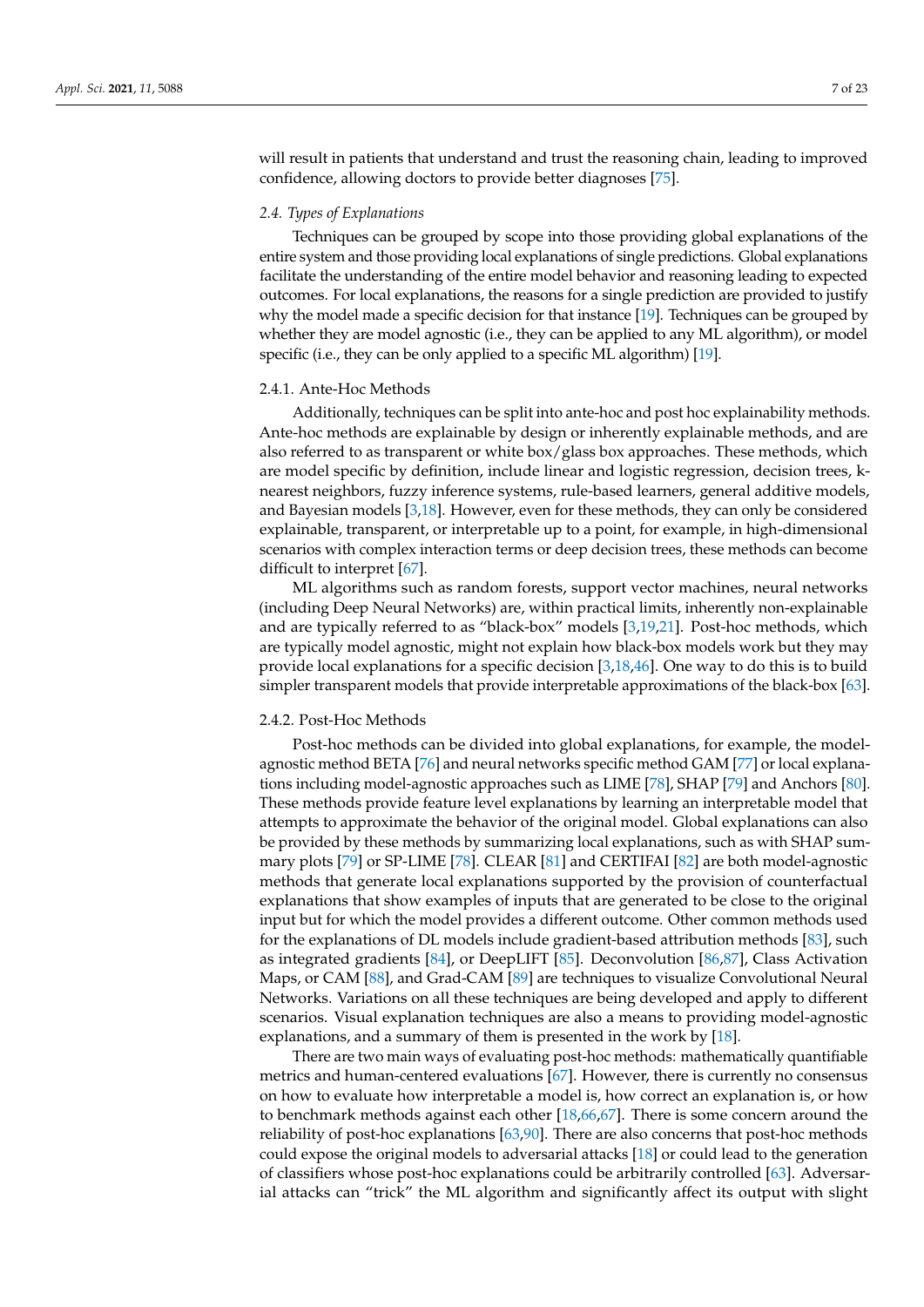will result in patients that understand and trust the reasoning chain, leading to improved confidence, allowing doctors to provide better diagnoses [75].

### *2.4. Types of Explanations*

Techniques can be grouped by scope into those providing global explanations of the entire system and those providing local explanations of single predictions. Global explanations facilitate the understanding of the entire model behavior and reasoning leading to expected outcomes. For local explanations, the reasons for a single prediction are provided to justify why the model made a specific decision for that instance [19]. Techniques can be grouped by whether they are model agnostic (i.e., they can be applied to any ML algorithm), or model specific (i.e., they can be only applied to a specific ML algorithm) [19].

#### 2.4.1. Ante-Hoc Methods

Additionally, techniques can be split into ante-hoc and post hoc explainability methods. Ante-hoc methods are explainable by design or inherently explainable methods, and are also referred to as transparent or white box/glass box approaches. These methods, which are model specific by definition, include linear and logistic regression, decision trees, k-nearest neighbors, fuzzy inference systems, rule-based learners, general additive models, and Bayesian models [3,18]. However, even for these methods, they can only be considered explainable, transparent, or interpretable up to a point, for example, in high-dimensional scenarios with complex interaction terms or deep decision trees, these methods can become difficult to interpret [67].

ML algorithms such as random forests, support vector machines, neural networks (including Deep Neural Networks) are, within practical limits, inherently non-explainable and are typically referred to as "black-box" models [3,19,21]. Post-hoc methods, which are typically model agnostic, might not explain how black-box models work but they may provide local explanations for a specific decision [3,18,46]. One way to do this is to build simpler transparent models that provide interpretable approximations of the black-box [63].

#### 2.4.2. Post-Hoc Methods

Post-hoc methods can be divided into global explanations, for example, the model-agnostic method BETA [76] and neural networks specific method GAM [77] or local explanations including model-agnostic approaches such as LIME [78], SHAP [79] and Anchors [80]. These methods provide feature level explanations by learning an interpretable model that attempts to approximate the behavior of the original model. Global explanations can also be provided by these methods by summarizing local explanations, such as with SHAP summary plots [79] or SP-LIME [78]. CLEAR [81] and CERTIFAI [82] are both model-agnostic methods that generate local explanations supported by the provision of counterfactual explanations that show examples of inputs that are generated to be close to the original input but for which the model provides a different outcome. Other common methods used for the explanations of DL models include gradient-based attribution methods [83], such as integrated gradients [84], or DeepLIFT [85]. Deconvolution [86,87], Class Activation Maps, or CAM [88], and Grad-CAM [89] are techniques to visualize Convolutional Neural Networks. Variations on all these techniques are being developed and apply to different scenarios. Visual explanation techniques are also a means to providing model-agnostic explanations, and a summary of them is presented in the work by [18].

There are two main ways of evaluating post-hoc methods: mathematically quantifiable metrics and human-centered evaluations [67]. However, there is currently no consensus on how to evaluate how interpretable a model is, how correct an explanation is, or how to benchmark methods against each other [18,66,67]. There is some concern around the reliability of post-hoc explanations [63,90]. There are also concerns that post-hoc methods could expose the original models to adversarial attacks [18] or could lead to the generation of classifiers whose post-hoc explanations could be arbitrarily controlled [63]. Adversarial attacks can "trick" the ML algorithm and significantly affect its output with slight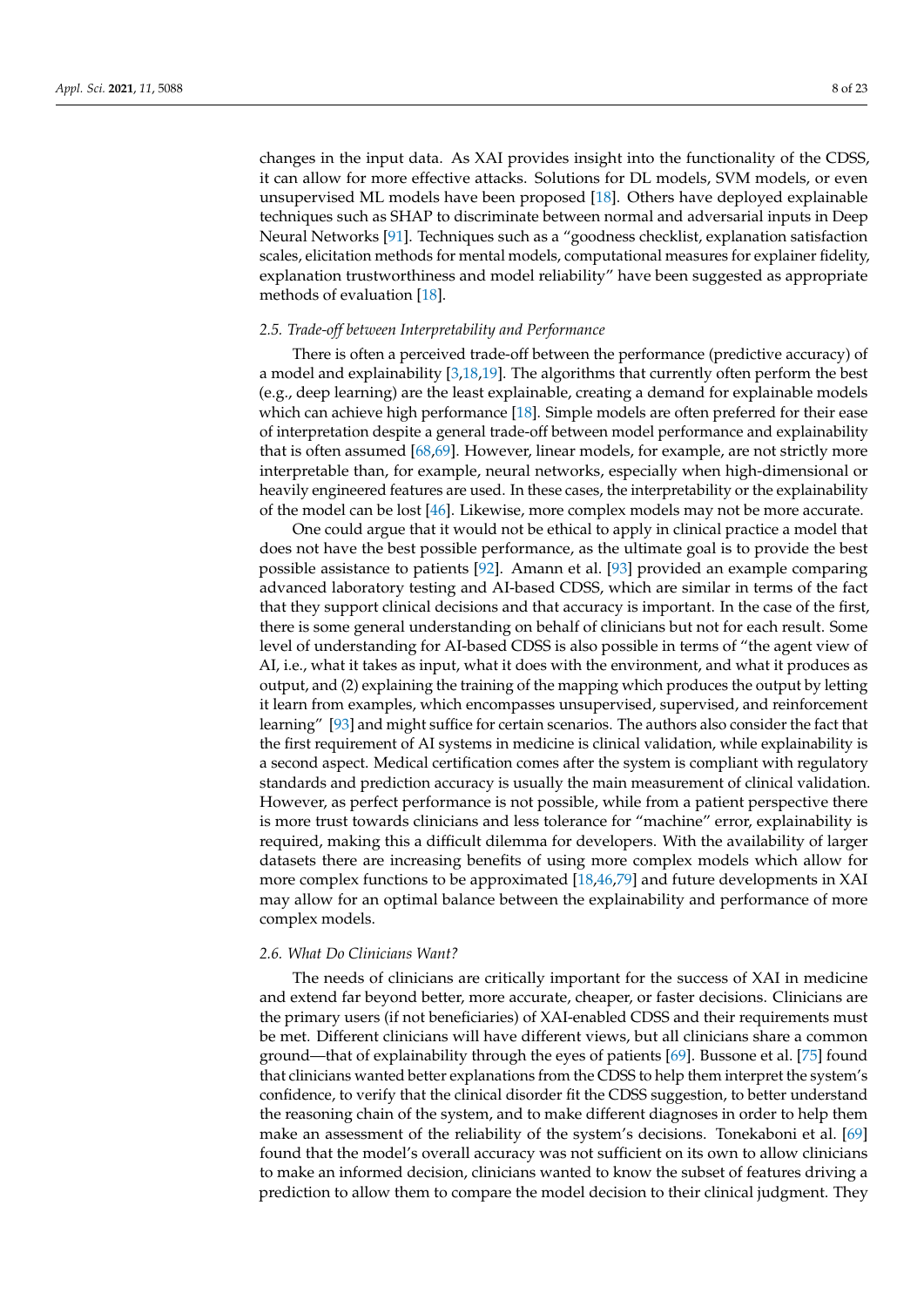changes in the input data. As XAI provides insight into the functionality of the CDSS, it can allow for more effective attacks. Solutions for DL models, SVM models, or even unsupervised ML models have been proposed [18]. Others have deployed explainable techniques such as SHAP to discriminate between normal and adversarial inputs in Deep Neural Networks [91]. Techniques such as a "goodness checklist, explanation satisfaction scales, elicitation methods for mental models, computational measures for explainer fidelity, explanation trustworthiness and model reliability" have been suggested as appropriate methods of evaluation [18].

### *2.5. Trade-off between Interpretability and Performance*

There is often a perceived trade-off between the performance (predictive accuracy) of a model and explainability [3,18,19]. The algorithms that currently often perform the best (e.g., deep learning) are the least explainable, creating a demand for explainable models which can achieve high performance [18]. Simple models are often preferred for their ease of interpretation despite a general trade-off between model performance and explainability that is often assumed [68,69]. However, linear models, for example, are not strictly more interpretable than, for example, neural networks, especially when high-dimensional or heavily engineered features are used. In these cases, the interpretability or the explainability of the model can be lost [46]. Likewise, more complex models may not be more accurate.

One could argue that it would not be ethical to apply in clinical practice a model that does not have the best possible performance, as the ultimate goal is to provide the best possible assistance to patients [92]. Amann et al. [93] provided an example comparing advanced laboratory testing and AI-based CDSS, which are similar in terms of the fact that they support clinical decisions and that accuracy is important. In the case of the first, there is some general understanding on behalf of clinicians but not for each result. Some level of understanding for AI-based CDSS is also possible in terms of "the agent view of AI, i.e., what it takes as input, what it does with the environment, and what it produces as output, and (2) explaining the training of the mapping which produces the output by letting it learn from examples, which encompasses unsupervised, supervised, and reinforcement learning" [93] and might suffice for certain scenarios. The authors also consider the fact that the first requirement of AI systems in medicine is clinical validation, while explainability is a second aspect. Medical certification comes after the system is compliant with regulatory standards and prediction accuracy is usually the main measurement of clinical validation. However, as perfect performance is not possible, while from a patient perspective there is more trust towards clinicians and less tolerance for "machine" error, explainability is required, making this a difficult dilemma for developers. With the availability of larger datasets there are increasing benefits of using more complex models which allow for more complex functions to be approximated [18,46,79] and future developments in XAI may allow for an optimal balance between the explainability and performance of more complex models.

### *2.6. What Do Clinicians Want?*

The needs of clinicians are critically important for the success of XAI in medicine and extend far beyond better, more accurate, cheaper, or faster decisions. Clinicians are the primary users (if not beneficiaries) of XAI-enabled CDSS and their requirements must be met. Different clinicians will have different views, but all clinicians share a common ground—that of explainability through the eyes of patients [69]. Bussone et al. [75] found that clinicians wanted better explanations from the CDSS to help them interpret the system's confidence, to verify that the clinical disorder fit the CDSS suggestion, to better understand the reasoning chain of the system, and to make different diagnoses in order to help them make an assessment of the reliability of the system's decisions. Tonekaboni et al. [69] found that the model's overall accuracy was not sufficient on its own to allow clinicians to make an informed decision, clinicians wanted to know the subset of features driving a prediction to allow them to compare the model decision to their clinical judgment. They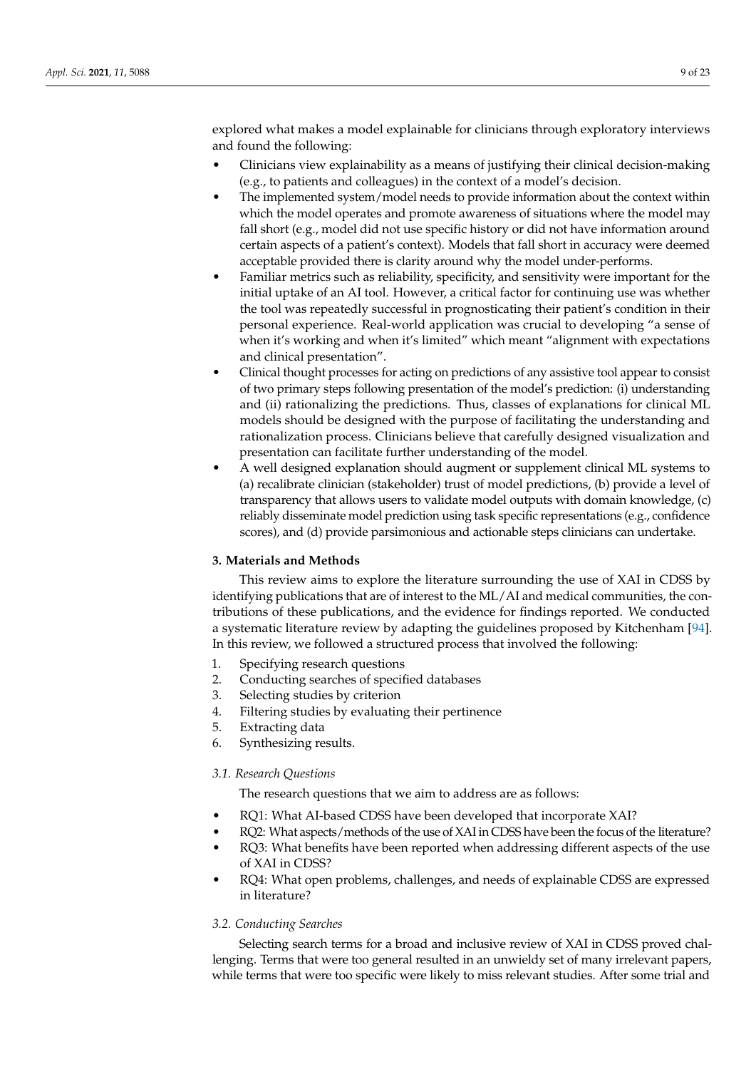explored what makes a model explainable for clinicians through exploratory interviews and found the following:

- Clinicians view explainability as a means of justifying their clinical decision-making (e.g., to patients and colleagues) in the context of a model's decision.
- The implemented system/model needs to provide information about the context within which the model operates and promote awareness of situations where the model may fall short (e.g., model did not use specific history or did not have information around certain aspects of a patient's context). Models that fall short in accuracy were deemed acceptable provided there is clarity around why the model under-performs.
- Familiar metrics such as reliability, specificity, and sensitivity were important for the initial uptake of an AI tool. However, a critical factor for continuing use was whether the tool was repeatedly successful in prognosticating their patient's condition in their personal experience. Real-world application was crucial to developing "a sense of when it's working and when it's limited" which meant "alignment with expectations and clinical presentation".
- Clinical thought processes for acting on predictions of any assistive tool appear to consist of two primary steps following presentation of the model's prediction: (i) understanding and (ii) rationalizing the predictions. Thus, classes of explanations for clinical ML models should be designed with the purpose of facilitating the understanding and rationalization process. Clinicians believe that carefully designed visualization and presentation can facilitate further understanding of the model.
- A well designed explanation should augment or supplement clinical ML systems to (a) recalibrate clinician (stakeholder) trust of model predictions, (b) provide a level of transparency that allows users to validate model outputs with domain knowledge, (c) reliably disseminate model prediction using task specific representations (e.g., confidence scores), and (d) provide parsimonious and actionable steps clinicians can undertake.

## 3. Materials and Methods

This review aims to explore the literature surrounding the use of XAI in CDSS by identifying publications that are of interest to the ML/AI and medical communities, the contributions of these publications, and the evidence for findings reported. We conducted a systematic literature review by adapting the guidelines proposed by Kitchenham [94]. In this review, we followed a structured process that involved the following:

1. Specifying research questions
2. Conducting searches of specified databases
3. Selecting studies by criterion
4. Filtering studies by evaluating their pertinence
5. Extracting data
6. Synthesizing results.

### 3.1. Research Questions

The research questions that we aim to address are as follows:

- RQ1: What AI-based CDSS have been developed that incorporate XAI?
- RQ2: What aspects/methods of the use of XAI in CDSS have been the focus of the literature?
- RQ3: What benefits have been reported when addressing different aspects of the use of XAI in CDSS?
- RQ4: What open problems, challenges, and needs of explainable CDSS are expressed in literature?

### 3.2. Conducting Searches

Selecting search terms for a broad and inclusive review of XAI in CDSS proved challenging. Terms that were too general resulted in an unwieldy set of many irrelevant papers, while terms that were too specific were likely to miss relevant studies. After some trial and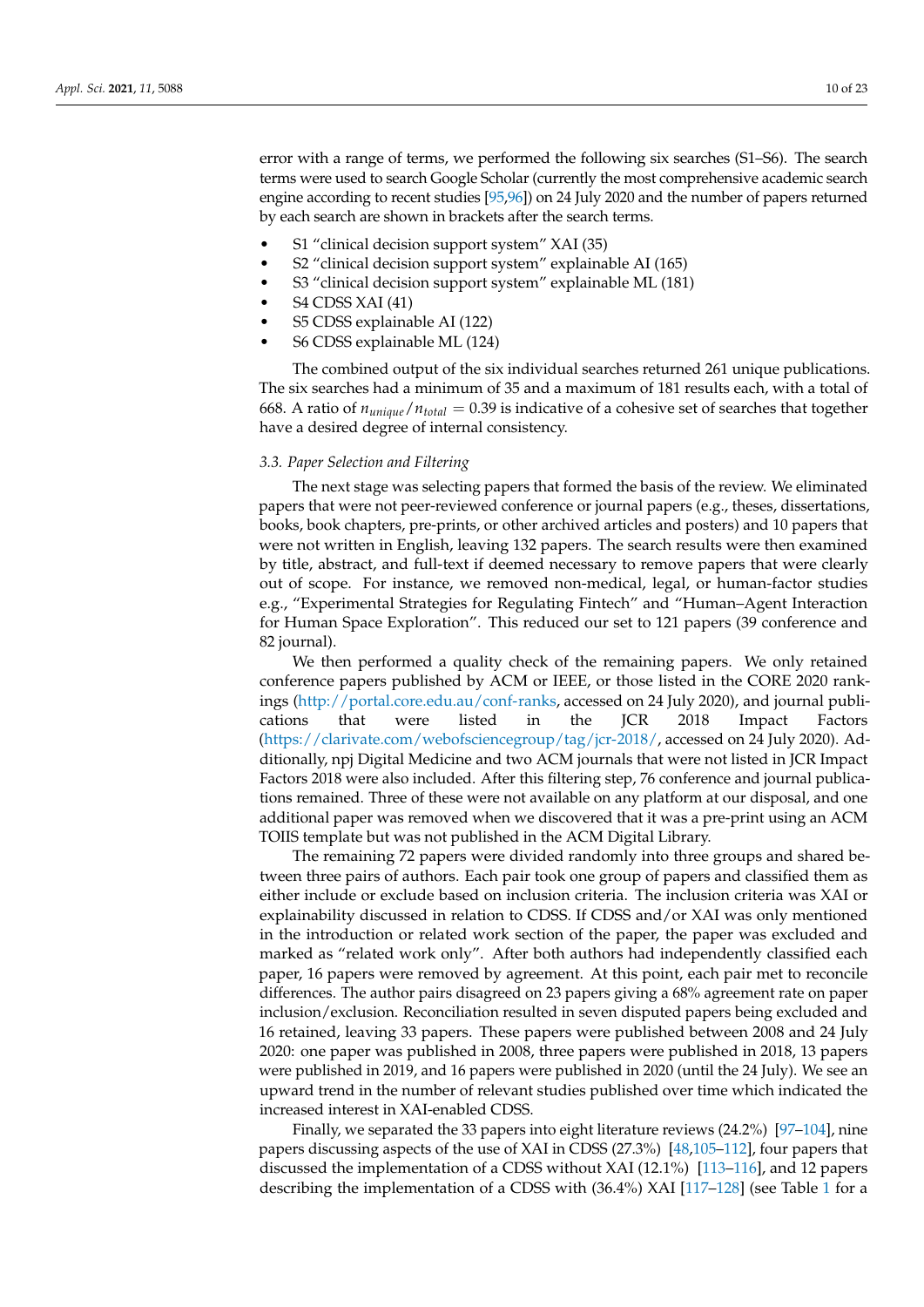error with a range of terms, we performed the following six searches (S1–S6). The search terms were used to search Google Scholar (currently the most comprehensive academic search engine according to recent studies [95,96]) on 24 July 2020 and the number of papers returned by each search are shown in brackets after the search terms.

- S1 "clinical decision support system" XAI (35)
- S2 "clinical decision support system" explainable AI (165)
- S3 "clinical decision support system" explainable ML (181)
- S4 CDSS XAI (41)
- S5 CDSS explainable AI (122)
- S6 CDSS explainable ML (124)

The combined output of the six individual searches returned 261 unique publications. The six searches had a minimum of 35 and a maximum of 181 results each, with a total of 668. A ratio of $n_{unique}/n_{total} = 0.39$ is indicative of a cohesive set of searches that together have a desired degree of internal consistency.

### 3.3. Paper Selection and Filtering

The next stage was selecting papers that formed the basis of the review. We eliminated papers that were not peer-reviewed conference or journal papers (e.g., theses, dissertations, books, book chapters, pre-prints, or other archived articles and posters) and 10 papers that were not written in English, leaving 132 papers. The search results were then examined by title, abstract, and full-text if deemed necessary to remove papers that were clearly out of scope. For instance, we removed non-medical, legal, or human-factor studies e.g., "Experimental Strategies for Regulating Fintech" and "Human–Agent Interaction for Human Space Exploration". This reduced our set to 121 papers (39 conference and 82 journal).

We then performed a quality check of the remaining papers. We only retained conference papers published by ACM or IEEE, or those listed in the CORE 2020 rankings (http://portal.core.edu.au/conf-ranks, accessed on 24 July 2020), and journal publications that were listed in the JCR 2018 Impact Factors (https://clarivate.com/webofsciencegroup/tag/jcr-2018/, accessed on 24 July 2020). Additionally, npj Digital Medicine and two ACM journals that were not listed in JCR Impact Factors 2018 were also included. After this filtering step, 76 conference and journal publications remained. Three of these were not available on any platform at our disposal, and one additional paper was removed when we discovered that it was a pre-print using an ACM TOIIS template but was not published in the ACM Digital Library.

The remaining 72 papers were divided randomly into three groups and shared between three pairs of authors. Each pair took one group of papers and classified them as either include or exclude based on inclusion criteria. The inclusion criteria was XAI or explainability discussed in relation to CDSS. If CDSS and/or XAI was only mentioned in the introduction or related work section of the paper, the paper was excluded and marked as "related work only". After both authors had independently classified each paper, 16 papers were removed by agreement. At this point, each pair met to reconcile differences. The author pairs disagreed on 23 papers giving a 68% agreement rate on paper inclusion/exclusion. Reconciliation resulted in seven disputed papers being excluded and 16 retained, leaving 33 papers. These papers were published between 2008 and 24 July 2020: one paper was published in 2008, three papers were published in 2018, 13 papers were published in 2019, and 16 papers were published in 2020 (until the 24 July). We see an upward trend in the number of relevant studies published over time which indicated the increased interest in XAI-enabled CDSS.

Finally, we separated the 33 papers into eight literature reviews (24.2%) [97–104], nine papers discussing aspects of the use of XAI in CDSS (27.3%) [48,105–112], four papers that discussed the implementation of a CDSS without XAI (12.1%) [113–116], and 12 papers describing the implementation of a CDSS with (36.4%) XAI [117–128] (see Table 1 for a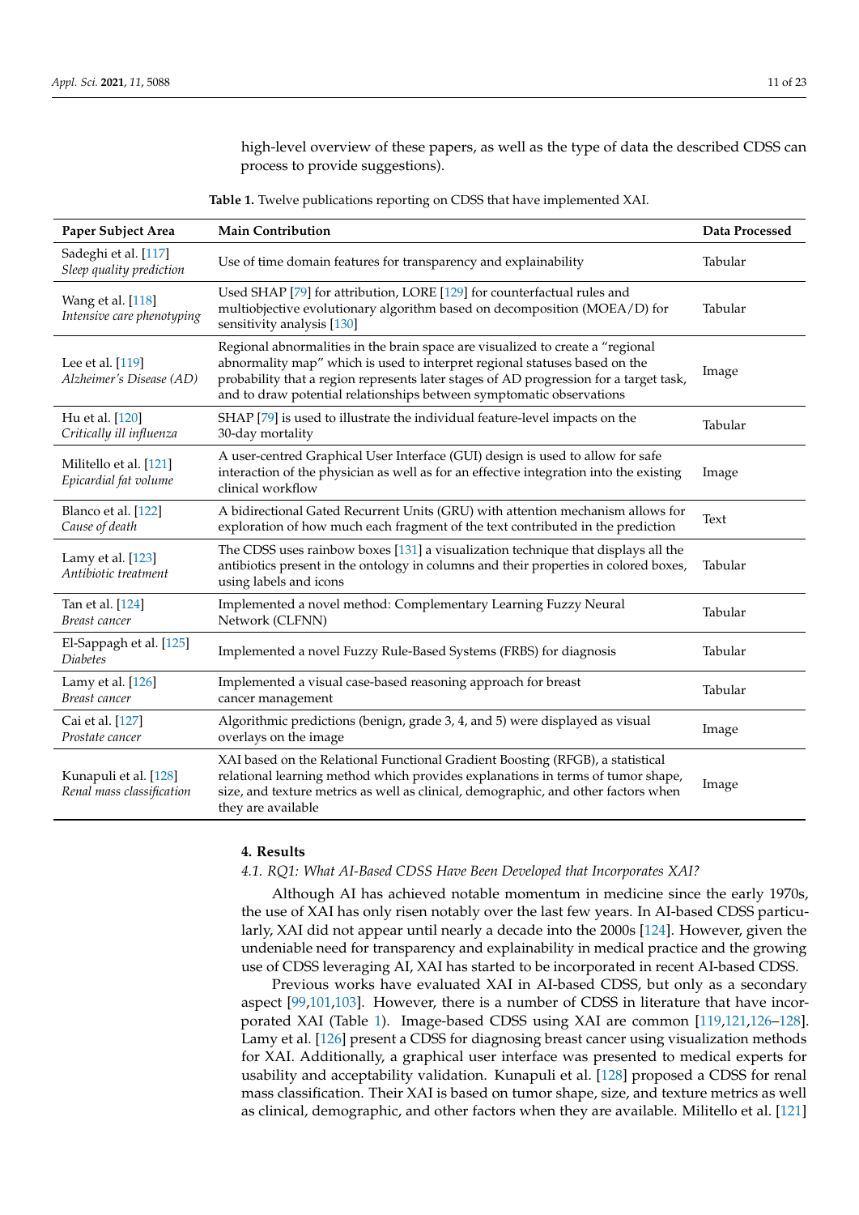high-level overview of these papers, as well as the type of data the described CDSS can process to provide suggestions).

**Table 1.** Twelve publications reporting on CDSS that have implemented XAI.

| Paper Subject Area | Main Contribution | Data Processed |
|---|---|---|
| Sadeghi et al. [117] *Sleep quality prediction* | Use of time domain features for transparency and explainability | Tabular |
| Wang et al. [118] *Intensive care phenotyping* | Used SHAP [79] for attribution, LORE [129] for counterfactual rules and multiobjective evolutionary algorithm based on decomposition (MOEA/D) for sensitivity analysis [130] | Tabular |
| Lee et al. [119] *Alzheimer's Disease (AD)* | Regional abnormalities in the brain space are visualized to create a "regional abnormality map" which is used to interpret regional statuses based on the probability that a region represents later stages of AD progression for a target task, and to draw potential relationships between symptomatic observations | Image |
| Hu et al. [120] *Critically ill influenza* | SHAP [79] is used to illustrate the individual feature-level impacts on the 30-day mortality | Tabular |
| Militello et al. [121] *Epicardial fat volume* | A user-centred Graphical User Interface (GUI) design is used to allow for safe interaction of the physician as well as for an effective integration into the existing clinical workflow | Image |
| Blanco et al. [122] *Cause of death* | A bidirectional Gated Recurrent Units (GRU) with attention mechanism allows for exploration of how much each fragment of the text contributed in the prediction | Text |
| Lamy et al. [123] *Antibiotic treatment* | The CDSS uses rainbow boxes [131] a visualization technique that displays all the antibiotics present in the ontology in columns and their properties in colored boxes, using labels and icons | Tabular |
| Tan et al. [124] *Breast cancer* | Implemented a novel method: Complementary Learning Fuzzy Neural Network (CLFNN) | Tabular |
| El-Sappagh et al. [125] *Diabetes* | Implemented a novel Fuzzy Rule-Based Systems (FRBS) for diagnosis | Tabular |
| Lamy et al. [126] *Breast cancer* | Implemented a visual case-based reasoning approach for breast cancer management | Tabular |
| Cai et al. [127] *Prostate cancer* | Algorithmic predictions (benign, grade 3, 4, and 5) were displayed as visual overlays on the image | Image |
| Kunapuli et al. [128] *Renal mass classification* | XAI based on the Relational Functional Gradient Boosting (RFGB), a statistical relational learning method which provides explanations in terms of tumor shape, size, and texture metrics as well as clinical, demographic, and other factors when they are available | Image |

## 4. Results

### *4.1. RQ1: What AI-Based CDSS Have Been Developed that Incorporates XAI?*

Although AI has achieved notable momentum in medicine since the early 1970s, the use of XAI has only risen notably over the last few years. In AI-based CDSS particularly, XAI did not appear until nearly a decade into the 2000s [124]. However, given the undeniable need for transparency and explainability in medical practice and the growing use of CDSS leveraging AI, XAI has started to be incorporated in recent AI-based CDSS.

Previous works have evaluated XAI in AI-based CDSS, but only as a secondary aspect [99,101,103]. However, there is a number of CDSS in literature that have incorporated XAI (Table 1). Image-based CDSS using XAI are common [119,121,126–128]. Lamy et al. [126] present a CDSS for diagnosing breast cancer using visualization methods for XAI. Additionally, a graphical user interface was presented to medical experts for usability and acceptability validation. Kunapuli et al. [128] proposed a CDSS for renal mass classification. Their XAI is based on tumor shape, size, and texture metrics as well as clinical, demographic, and other factors when they are available. Militello et al. [121]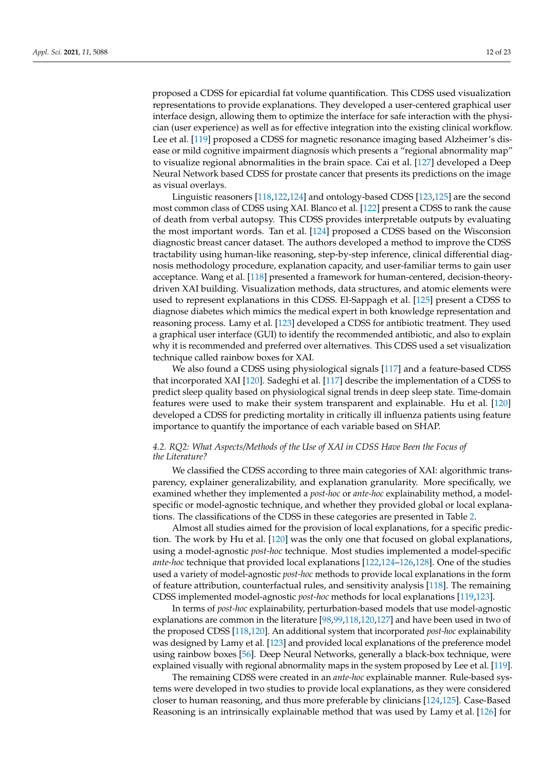proposed a CDSS for epicardial fat volume quantification. This CDSS used visualization representations to provide explanations. They developed a user-centered graphical user interface design, allowing them to optimize the interface for safe interaction with the physician (user experience) as well as for effective integration into the existing clinical workflow. Lee et al. [119] proposed a CDSS for magnetic resonance imaging based Alzheimer's disease or mild cognitive impairment diagnosis which presents a "regional abnormality map" to visualize regional abnormalities in the brain space. Cai et al. [127] developed a Deep Neural Network based CDSS for prostate cancer that presents its predictions on the image as visual overlays.

Linguistic reasoners [118,122,124] and ontology-based CDSS [123,125] are the second most common class of CDSS using XAI. Blanco et al. [122] present a CDSS to rank the cause of death from verbal autopsy. This CDSS provides interpretable outputs by evaluating the most important words. Tan et al. [124] proposed a CDSS based on the Wisconsion diagnostic breast cancer dataset. The authors developed a method to improve the CDSS tractability using human-like reasoning, step-by-step inference, clinical differential diagnosis methodology procedure, explanation capacity, and user-familiar terms to gain user acceptance. Wang et al. [118] presented a framework for human-centered, decision-theory-driven XAI building. Visualization methods, data structures, and atomic elements were used to represent explanations in this CDSS. El-Sappagh et al. [125] present a CDSS to diagnose diabetes which mimics the medical expert in both knowledge representation and reasoning process. Lamy et al. [123] developed a CDSS for antibiotic treatment. They used a graphical user interface (GUI) to identify the recommended antibiotic, and also to explain why it is recommended and preferred over alternatives. This CDSS used a set visualization technique called rainbow boxes for XAI.

We also found a CDSS using physiological signals [117] and a feature-based CDSS that incorporated XAI [120]. Sadeghi et al. [117] describe the implementation of a CDSS to predict sleep quality based on physiological signal trends in deep sleep state. Time-domain features were used to make their system transparent and explainable. Hu et al. [120] developed a CDSS for predicting mortality in critically ill influenza patients using feature importance to quantify the importance of each variable based on SHAP.

### *4.2. RQ2: What Aspects/Methods of the Use of XAI in CDSS Have Been the Focus of the Literature?*

We classified the CDSS according to three main categories of XAI: algorithmic transparency, explainer generalizability, and explanation granularity. More specifically, we examined whether they implemented a *post-hoc* or *ante-hoc* explainability method, a model-specific or model-agnostic technique, and whether they provided global or local explanations. The classifications of the CDSS in these categories are presented in Table 2.

Almost all studies aimed for the provision of local explanations, for a specific prediction. The work by Hu et al. [120] was the only one that focused on global explanations, using a model-agnostic *post-hoc* technique. Most studies implemented a model-specific *ante-hoc* technique that provided local explanations [122,124–126,128]. One of the studies used a variety of model-agnostic *post-hoc* methods to provide local explanations in the form of feature attribution, counterfactual rules, and sensitivity analysis [118]. The remaining CDSS implemented model-agnostic *post-hoc* methods for local explanations [119,123].

In terms of *post-hoc* explainability, perturbation-based models that use model-agnostic explanations are common in the literature [98,99,118,120,127] and have been used in two of the proposed CDSS [118,120]. An additional system that incorporated *post-hoc* explainability was designed by Lamy et al. [123] and provided local explanations of the preference model using rainbow boxes [56]. Deep Neural Networks, generally a black-box technique, were explained visually with regional abnormality maps in the system proposed by Lee et al. [119].

The remaining CDSS were created in an *ante-hoc* explainable manner. Rule-based systems were developed in two studies to provide local explanations, as they were considered closer to human reasoning, and thus more preferable by clinicians [124,125]. Case-Based Reasoning is an intrinsically explainable method that was used by Lamy et al. [126] for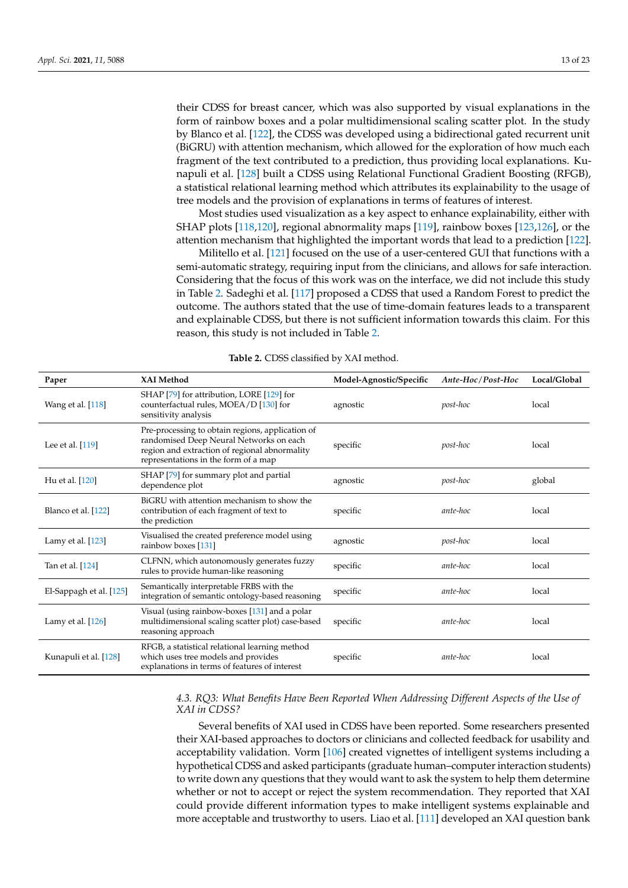their CDSS for breast cancer, which was also supported by visual explanations in the form of rainbow boxes and a polar multidimensional scaling scatter plot. In the study by Blanco et al. [122], the CDSS was developed using a bidirectional gated recurrent unit (BiGRU) with attention mechanism, which allowed for the exploration of how much each fragment of the text contributed to a prediction, thus providing local explanations. Kunapuli et al. [128] built a CDSS using Relational Functional Gradient Boosting (RFGB), a statistical relational learning method which attributes its explainability to the usage of tree models and the provision of explanations in terms of features of interest.

Most studies used visualization as a key aspect to enhance explainability, either with SHAP plots [118,120], regional abnormality maps [119], rainbow boxes [123,126], or the attention mechanism that highlighted the important words that lead to a prediction [122].

Militello et al. [121] focused on the use of a user-centered GUI that functions with a semi-automatic strategy, requiring input from the clinicians, and allows for safe interaction. Considering that the focus of this work was on the interface, we did not include this study in Table 2. Sadeghi et al. [117] proposed a CDSS that used a Random Forest to predict the outcome. The authors stated that the use of time-domain features leads to a transparent and explainable CDSS, but there is not sufficient information towards this claim. For this reason, this study is not included in Table 2.

**Table 2.** CDSS classified by XAI method.

| Paper | XAI Method | Model-Agnostic/Specific | *Ante-Hoc*/*Post-Hoc* | Local/Global |
|---|---|---|---|---|
| Wang et al. [118] | SHAP [79] for attribution, LORE [129] for counterfactual rules, MOEA/D [130] for sensitivity analysis | agnostic | *post-hoc* | local |
| Lee et al. [119] | Pre-processing to obtain regions, application of randomised Deep Neural Networks on each region and extraction of regional abnormality representations in the form of a map | specific | *post-hoc* | local |
| Hu et al. [120] | SHAP [79] for summary plot and partial dependence plot | agnostic | *post-hoc* | global |
| Blanco et al. [122] | BiGRU with attention mechanism to show the contribution of each fragment of text to the prediction | specific | *ante-hoc* | local |
| Lamy et al. [123] | Visualised the created preference model using rainbow boxes [131] | agnostic | *post-hoc* | local |
| Tan et al. [124] | CLFNN, which autonomously generates fuzzy rules to provide human-like reasoning | specific | *ante-hoc* | local |
| El-Sappagh et al. [125] | Semantically interpretable FRBS with the integration of semantic ontology-based reasoning | specific | *ante-hoc* | local |
| Lamy et al. [126] | Visual (using rainbow-boxes [131] and a polar multidimensional scaling scatter plot) case-based reasoning approach | specific | *ante-hoc* | local |
| Kunapuli et al. [128] | RFGB, a statistical relational learning method which uses tree models and provides explanations in terms of features of interest | specific | *ante-hoc* | local |

### *4.3. RQ3: What Benefits Have Been Reported When Addressing Different Aspects of the Use of XAI in CDSS?*

Several benefits of XAI used in CDSS have been reported. Some researchers presented their XAI-based approaches to doctors or clinicians and collected feedback for usability and acceptability validation. Vorm [106] created vignettes of intelligent systems including a hypothetical CDSS and asked participants (graduate human–computer interaction students) to write down any questions that they would want to ask the system to help them determine whether or not to accept or reject the system recommendation. They reported that XAI could provide different information types to make intelligent systems explainable and more acceptable and trustworthy to users. Liao et al. [111] developed an XAI question bank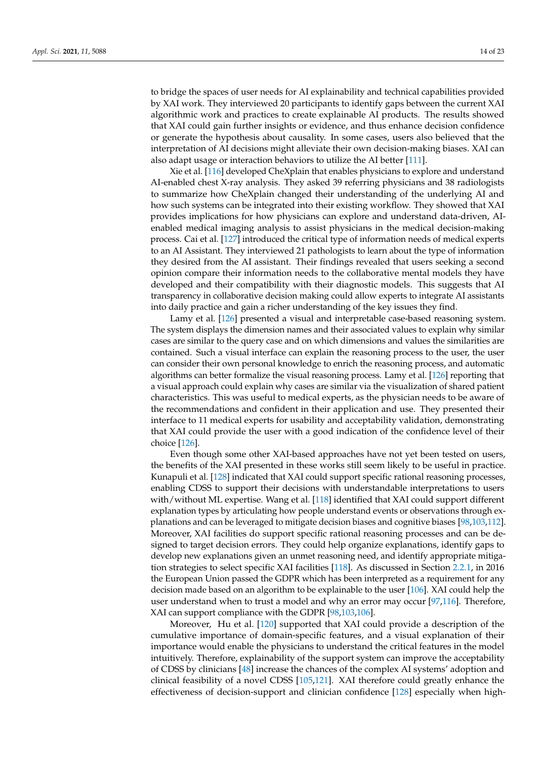to bridge the spaces of user needs for AI explainability and technical capabilities provided by XAI work. They interviewed 20 participants to identify gaps between the current XAI algorithmic work and practices to create explainable AI products. The results showed that XAI could gain further insights or evidence, and thus enhance decision confidence or generate the hypothesis about causality. In some cases, users also believed that the interpretation of AI decisions might alleviate their own decision-making biases. XAI can also adapt usage or interaction behaviors to utilize the AI better [111].

Xie et al. [116] developed CheXplain that enables physicians to explore and understand AI-enabled chest X-ray analysis. They asked 39 referring physicians and 38 radiologists to summarize how CheXplain changed their understanding of the underlying AI and how such systems can be integrated into their existing workflow. They showed that XAI provides implications for how physicians can explore and understand data-driven, AI-enabled medical imaging analysis to assist physicians in the medical decision-making process. Cai et al. [127] introduced the critical type of information needs of medical experts to an AI Assistant. They interviewed 21 pathologists to learn about the type of information they desired from the AI assistant. Their findings revealed that users seeking a second opinion compare their information needs to the collaborative mental models they have developed and their compatibility with their diagnostic models. This suggests that AI transparency in collaborative decision making could allow experts to integrate AI assistants into daily practice and gain a richer understanding of the key issues they find.

Lamy et al. [126] presented a visual and interpretable case-based reasoning system. The system displays the dimension names and their associated values to explain why similar cases are similar to the query case and on which dimensions and values the similarities are contained. Such a visual interface can explain the reasoning process to the user, the user can consider their own personal knowledge to enrich the reasoning process, and automatic algorithms can better formalize the visual reasoning process. Lamy et al. [126] reporting that a visual approach could explain why cases are similar via the visualization of shared patient characteristics. This was useful to medical experts, as the physician needs to be aware of the recommendations and confident in their application and use. They presented their interface to 11 medical experts for usability and acceptability validation, demonstrating that XAI could provide the user with a good indication of the confidence level of their choice [126].

Even though some other XAI-based approaches have not yet been tested on users, the benefits of the XAI presented in these works still seem likely to be useful in practice. Kunapuli et al. [128] indicated that XAI could support specific rational reasoning processes, enabling CDSS to support their decisions with understandable interpretations to users with/without ML expertise. Wang et al. [118] identified that XAI could support different explanation types by articulating how people understand events or observations through explanations and can be leveraged to mitigate decision biases and cognitive biases [98,103,112]. Moreover, XAI facilities do support specific rational reasoning processes and can be designed to target decision errors. They could help organize explanations, identify gaps to develop new explanations given an unmet reasoning need, and identify appropriate mitigation strategies to select specific XAI facilities [118]. As discussed in Section 2.2.1, in 2016 the European Union passed the GDPR which has been interpreted as a requirement for any decision made based on an algorithm to be explainable to the user [106]. XAI could help the user understand when to trust a model and why an error may occur [97,116]. Therefore, XAI can support compliance with the GDPR [98,103,106].

Moreover, Hu et al. [120] supported that XAI could provide a description of the cumulative importance of domain-specific features, and a visual explanation of their importance would enable the physicians to understand the critical features in the model intuitively. Therefore, explainability of the support system can improve the acceptability of CDSS by clinicians [48] increase the chances of the complex AI systems' adoption and clinical feasibility of a novel CDSS [105,121]. XAI therefore could greatly enhance the effectiveness of decision-support and clinician confidence [128] especially when high-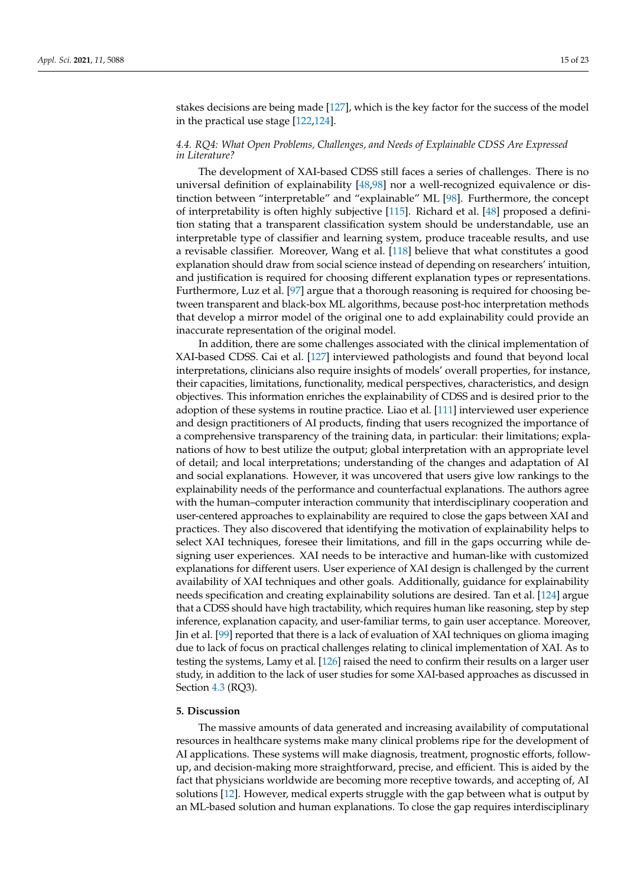stakes decisions are being made [127], which is the key factor for the success of the model in the practical use stage [122,124].

### 4.4. RQ4: What Open Problems, Challenges, and Needs of Explainable CDSS Are Expressed in Literature?

The development of XAI-based CDSS still faces a series of challenges. There is no universal definition of explainability [48,98] nor a well-recognized equivalence or distinction between "interpretable" and "explainable" ML [98]. Furthermore, the concept of interpretability is often highly subjective [115]. Richard et al. [48] proposed a definition stating that a transparent classification system should be understandable, use an interpretable type of classifier and learning system, produce traceable results, and use a revisable classifier. Moreover, Wang et al. [118] believe that what constitutes a good explanation should draw from social science instead of depending on researchers' intuition, and justification is required for choosing different explanation types or representations. Furthermore, Luz et al. [97] argue that a thorough reasoning is required for choosing between transparent and black-box ML algorithms, because post-hoc interpretation methods that develop a mirror model of the original one to add explainability could provide an inaccurate representation of the original model.

In addition, there are some challenges associated with the clinical implementation of XAI-based CDSS. Cai et al. [127] interviewed pathologists and found that beyond local interpretations, clinicians also require insights of models' overall properties, for instance, their capacities, limitations, functionality, medical perspectives, characteristics, and design objectives. This information enriches the explainability of CDSS and is desired prior to the adoption of these systems in routine practice. Liao et al. [111] interviewed user experience and design practitioners of AI products, finding that users recognized the importance of a comprehensive transparency of the training data, in particular: their limitations; explanations of how to best utilize the output; global interpretation with an appropriate level of detail; and local interpretations; understanding of the changes and adaptation of AI and social explanations. However, it was uncovered that users give low rankings to the explainability needs of the performance and counterfactual explanations. The authors agree with the human–computer interaction community that interdisciplinary cooperation and user-centered approaches to explainability are required to close the gaps between XAI and practices. They also discovered that identifying the motivation of explainability helps to select XAI techniques, foresee their limitations, and fill in the gaps occurring while designing user experiences. XAI needs to be interactive and human-like with customized explanations for different users. User experience of XAI design is challenged by the current availability of XAI techniques and other goals. Additionally, guidance for explainability needs specification and creating explainability solutions are desired. Tan et al. [124] argue that a CDSS should have high tractability, which requires human like reasoning, step by step inference, explanation capacity, and user-familiar terms, to gain user acceptance. Moreover, Jin et al. [99] reported that there is a lack of evaluation of XAI techniques on glioma imaging due to lack of focus on practical challenges relating to clinical implementation of XAI. As to testing the systems, Lamy et al. [126] raised the need to confirm their results on a larger user study, in addition to the lack of user studies for some XAI-based approaches as discussed in Section 4.3 (RQ3).

## 5. Discussion

The massive amounts of data generated and increasing availability of computational resources in healthcare systems make many clinical problems ripe for the development of AI applications. These systems will make diagnosis, treatment, prognostic efforts, follow-up, and decision-making more straightforward, precise, and efficient. This is aided by the fact that physicians worldwide are becoming more receptive towards, and accepting of, AI solutions [12]. However, medical experts struggle with the gap between what is output by an ML-based solution and human explanations. To close the gap requires interdisciplinary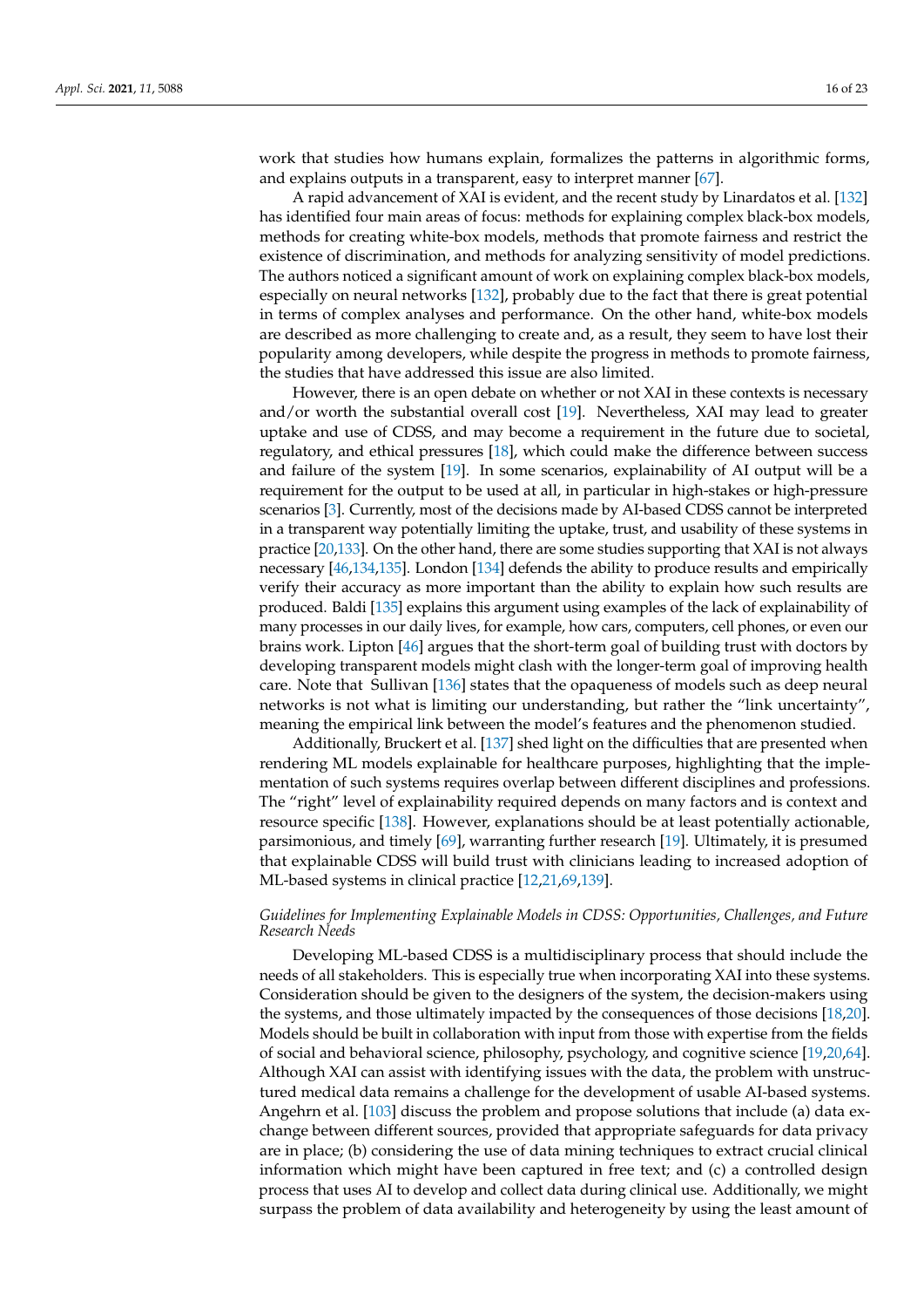work that studies how humans explain, formalizes the patterns in algorithmic forms, and explains outputs in a transparent, easy to interpret manner [67].

A rapid advancement of XAI is evident, and the recent study by Linardatos et al. [132] has identified four main areas of focus: methods for explaining complex black-box models, methods for creating white-box models, methods that promote fairness and restrict the existence of discrimination, and methods for analyzing sensitivity of model predictions. The authors noticed a significant amount of work on explaining complex black-box models, especially on neural networks [132], probably due to the fact that there is great potential in terms of complex analyses and performance. On the other hand, white-box models are described as more challenging to create and, as a result, they seem to have lost their popularity among developers, while despite the progress in methods to promote fairness, the studies that have addressed this issue are also limited.

However, there is an open debate on whether or not XAI in these contexts is necessary and/or worth the substantial overall cost [19]. Nevertheless, XAI may lead to greater uptake and use of CDSS, and may become a requirement in the future due to societal, regulatory, and ethical pressures [18], which could make the difference between success and failure of the system [19]. In some scenarios, explainability of AI output will be a requirement for the output to be used at all, in particular in high-stakes or high-pressure scenarios [3]. Currently, most of the decisions made by AI-based CDSS cannot be interpreted in a transparent way potentially limiting the uptake, trust, and usability of these systems in practice [20,133]. On the other hand, there are some studies supporting that XAI is not always necessary [46,134,135]. London [134] defends the ability to produce results and empirically verify their accuracy as more important than the ability to explain how such results are produced. Baldi [135] explains this argument using examples of the lack of explainability of many processes in our daily lives, for example, how cars, computers, cell phones, or even our brains work. Lipton [46] argues that the short-term goal of building trust with doctors by developing transparent models might clash with the longer-term goal of improving health care. Note that Sullivan [136] states that the opaqueness of models such as deep neural networks is not what is limiting our understanding, but rather the "link uncertainty", meaning the empirical link between the model's features and the phenomenon studied.

Additionally, Bruckert et al. [137] shed light on the difficulties that are presented when rendering ML models explainable for healthcare purposes, highlighting that the implementation of such systems requires overlap between different disciplines and professions. The "right" level of explainability required depends on many factors and is context and resource specific [138]. However, explanations should be at least potentially actionable, parsimonious, and timely [69], warranting further research [19]. Ultimately, it is presumed that explainable CDSS will build trust with clinicians leading to increased adoption of ML-based systems in clinical practice [12,21,69,139].

*Guidelines for Implementing Explainable Models in CDSS: Opportunities, Challenges, and Future Research Needs*

Developing ML-based CDSS is a multidisciplinary process that should include the needs of all stakeholders. This is especially true when incorporating XAI into these systems. Consideration should be given to the designers of the system, the decision-makers using the systems, and those ultimately impacted by the consequences of those decisions [18,20]. Models should be built in collaboration with input from those with expertise from the fields of social and behavioral science, philosophy, psychology, and cognitive science [19,20,64]. Although XAI can assist with identifying issues with the data, the problem with unstructured medical data remains a challenge for the development of usable AI-based systems. Angehrn et al. [103] discuss the problem and propose solutions that include (a) data exchange between different sources, provided that appropriate safeguards for data privacy are in place; (b) considering the use of data mining techniques to extract crucial clinical information which might have been captured in free text; and (c) a controlled design process that uses AI to develop and collect data during clinical use. Additionally, we might surpass the problem of data availability and heterogeneity by using the least amount of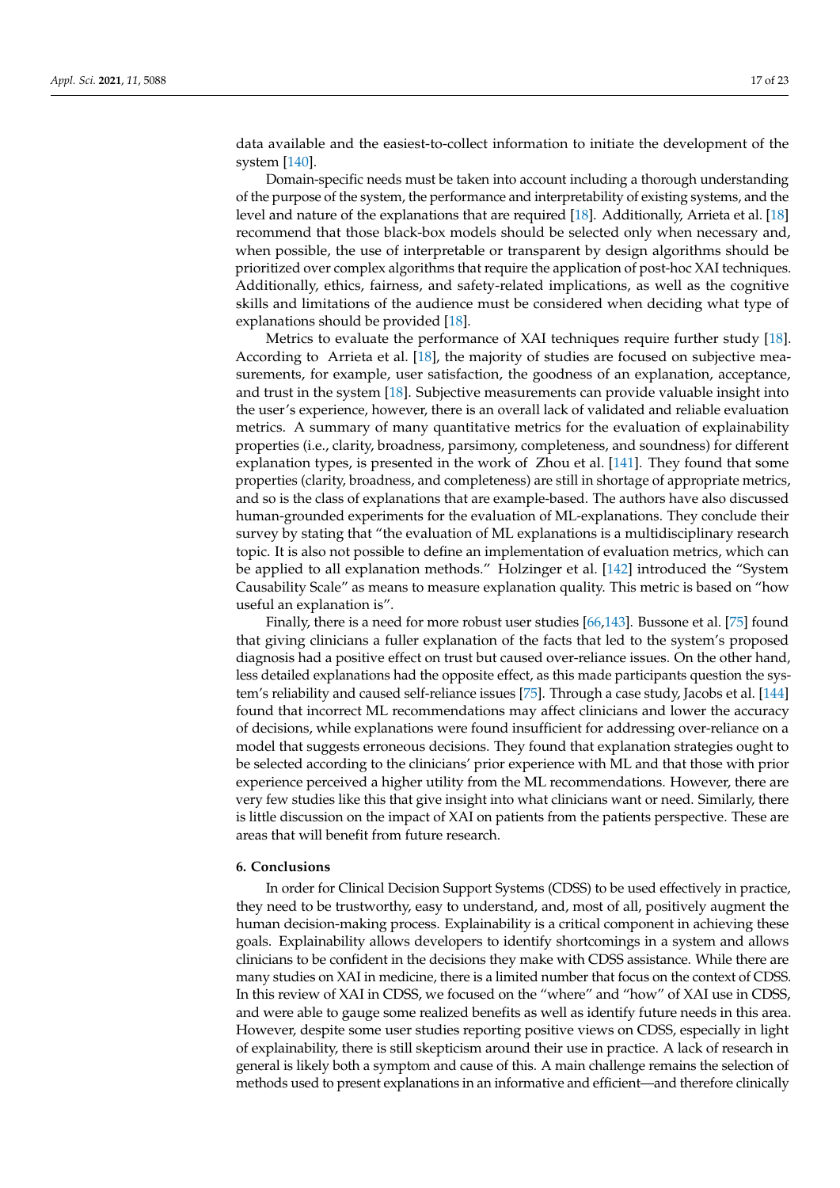data available and the easiest-to-collect information to initiate the development of the system [140].

Domain-specific needs must be taken into account including a thorough understanding of the purpose of the system, the performance and interpretability of existing systems, and the level and nature of the explanations that are required [18]. Additionally, Arrieta et al. [18] recommend that those black-box models should be selected only when necessary and, when possible, the use of interpretable or transparent by design algorithms should be prioritized over complex algorithms that require the application of post-hoc XAI techniques. Additionally, ethics, fairness, and safety-related implications, as well as the cognitive skills and limitations of the audience must be considered when deciding what type of explanations should be provided [18].

Metrics to evaluate the performance of XAI techniques require further study [18]. According to Arrieta et al. [18], the majority of studies are focused on subjective measurements, for example, user satisfaction, the goodness of an explanation, acceptance, and trust in the system [18]. Subjective measurements can provide valuable insight into the user's experience, however, there is an overall lack of validated and reliable evaluation metrics. A summary of many quantitative metrics for the evaluation of explainability properties (i.e., clarity, broadness, parsimony, completeness, and soundness) for different explanation types, is presented in the work of Zhou et al. [141]. They found that some properties (clarity, broadness, and completeness) are still in shortage of appropriate metrics, and so is the class of explanations that are example-based. The authors have also discussed human-grounded experiments for the evaluation of ML-explanations. They conclude their survey by stating that "the evaluation of ML explanations is a multidisciplinary research topic. It is also not possible to define an implementation of evaluation metrics, which can be applied to all explanation methods." Holzinger et al. [142] introduced the "System Causability Scale" as means to measure explanation quality. This metric is based on "how useful an explanation is".

Finally, there is a need for more robust user studies [66,143]. Bussone et al. [75] found that giving clinicians a fuller explanation of the facts that led to the system's proposed diagnosis had a positive effect on trust but caused over-reliance issues. On the other hand, less detailed explanations had the opposite effect, as this made participants question the system's reliability and caused self-reliance issues [75]. Through a case study, Jacobs et al. [144] found that incorrect ML recommendations may affect clinicians and lower the accuracy of decisions, while explanations were found insufficient for addressing over-reliance on a model that suggests erroneous decisions. They found that explanation strategies ought to be selected according to the clinicians' prior experience with ML and that those with prior experience perceived a higher utility from the ML recommendations. However, there are very few studies like this that give insight into what clinicians want or need. Similarly, there is little discussion on the impact of XAI on patients from the patients perspective. These are areas that will benefit from future research.

## 6. Conclusions

In order for Clinical Decision Support Systems (CDSS) to be used effectively in practice, they need to be trustworthy, easy to understand, and, most of all, positively augment the human decision-making process. Explainability is a critical component in achieving these goals. Explainability allows developers to identify shortcomings in a system and allows clinicians to be confident in the decisions they make with CDSS assistance. While there are many studies on XAI in medicine, there is a limited number that focus on the context of CDSS. In this review of XAI in CDSS, we focused on the "where" and "how" of XAI use in CDSS, and were able to gauge some realized benefits as well as identify future needs in this area. However, despite some user studies reporting positive views on CDSS, especially in light of explainability, there is still skepticism around their use in practice. A lack of research in general is likely both a symptom and cause of this. A main challenge remains the selection of methods used to present explanations in an informative and efficient—and therefore clinically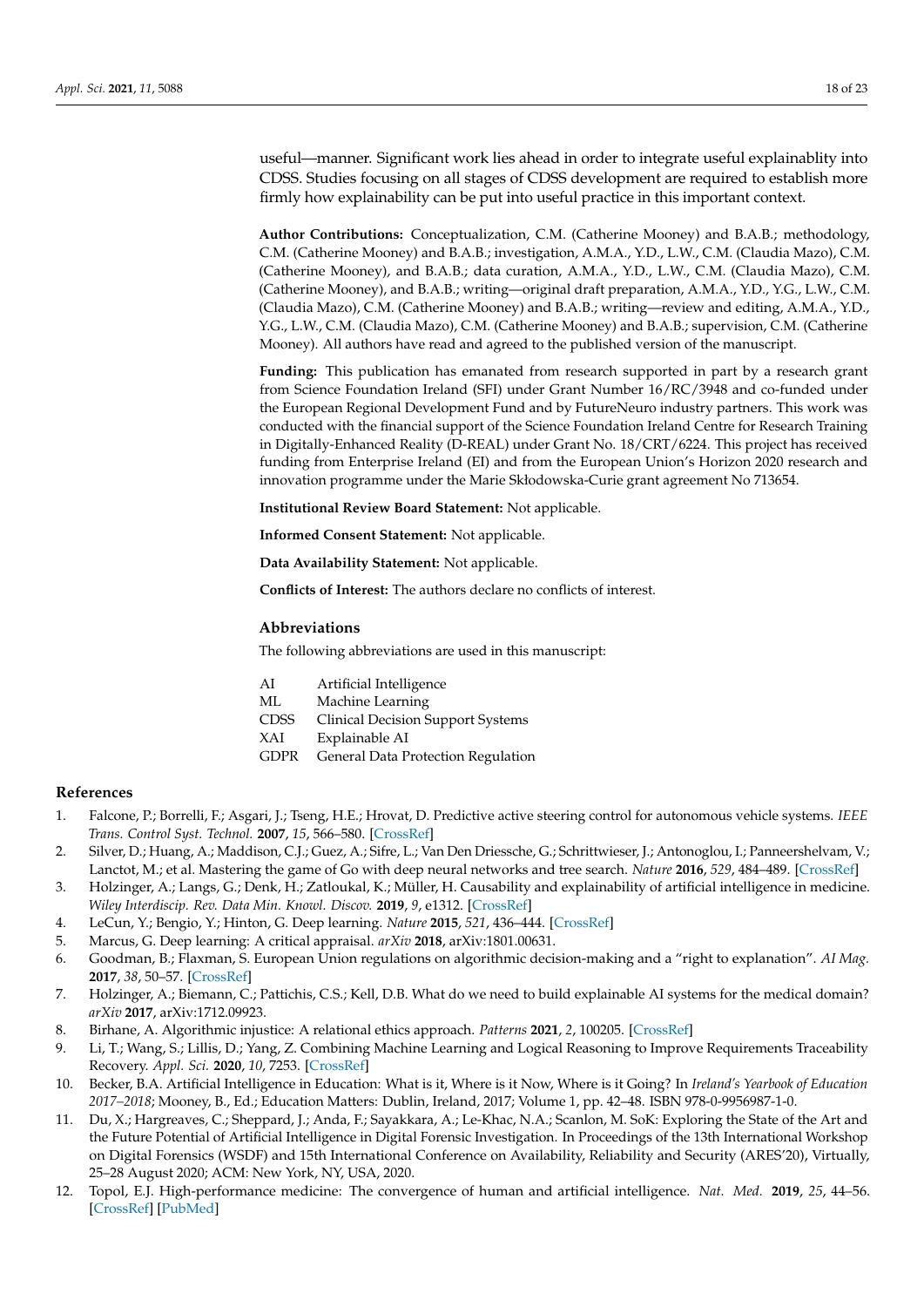useful—manner. Significant work lies ahead in order to integrate useful explainablity into CDSS. Studies focusing on all stages of CDSS development are required to establish more firmly how explainability can be put into useful practice in this important context.

**Author Contributions:** Conceptualization, C.M. (Catherine Mooney) and B.A.B.; methodology, C.M. (Catherine Mooney) and B.A.B.; investigation, A.M.A., Y.D., L.W., C.M. (Claudia Mazo), C.M. (Catherine Mooney), and B.A.B.; data curation, A.M.A., Y.D., L.W., C.M. (Claudia Mazo), C.M. (Catherine Mooney), and B.A.B.; writing—original draft preparation, A.M.A., Y.D., Y.G., L.W., C.M. (Claudia Mazo), C.M. (Catherine Mooney) and B.A.B.; writing—review and editing, A.M.A., Y.D., Y.G., L.W., C.M. (Claudia Mazo), C.M. (Catherine Mooney) and B.A.B.; supervision, C.M. (Catherine Mooney). All authors have read and agreed to the published version of the manuscript.

**Funding:** This publication has emanated from research supported in part by a research grant from Science Foundation Ireland (SFI) under Grant Number 16/RC/3948 and co-funded under the European Regional Development Fund and by FutureNeuro industry partners. This work was conducted with the financial support of the Science Foundation Ireland Centre for Research Training in Digitally-Enhanced Reality (D-REAL) under Grant No. 18/CRT/6224. This project has received funding from Enterprise Ireland (EI) and from the European Union's Horizon 2020 research and innovation programme under the Marie Skłodowska-Curie grant agreement No 713654.

**Institutional Review Board Statement:** Not applicable.

**Informed Consent Statement:** Not applicable.

**Data Availability Statement:** Not applicable.

**Conflicts of Interest:** The authors declare no conflicts of interest.

## Abbreviations

The following abbreviations are used in this manuscript:

| | |
|---|---|
| AI | Artificial Intelligence |
| ML | Machine Learning |
| CDSS | Clinical Decision Support Systems |
| XAI | Explainable AI |
| GDPR | General Data Protection Regulation |

## References

1. Falcone, P.; Borrelli, F.; Asgari, J.; Tseng, H.E.; Hrovat, D. Predictive active steering control for autonomous vehicle systems. *IEEE Trans. Control Syst. Technol.* **2007**, *15*, 566–580. [CrossRef]
2. Silver, D.; Huang, A.; Maddison, C.J.; Guez, A.; Sifre, L.; Van Den Driessche, G.; Schrittwieser, J.; Antonoglou, I.; Panneershelvam, V.; Lanctot, M.; et al. Mastering the game of Go with deep neural networks and tree search. *Nature* **2016**, *529*, 484–489. [CrossRef]
3. Holzinger, A.; Langs, G.; Denk, H.; Zatloukal, K.; Müller, H. Causability and explainability of artificial intelligence in medicine. *Wiley Interdiscip. Rev. Data Min. Knowl. Discov.* **2019**, *9*, e1312. [CrossRef]
4. LeCun, Y.; Bengio, Y.; Hinton, G. Deep learning. *Nature* **2015**, *521*, 436–444. [CrossRef]
5. Marcus, G. Deep learning: A critical appraisal. *arXiv* **2018**, arXiv:1801.00631.
6. Goodman, B.; Flaxman, S. European Union regulations on algorithmic decision-making and a "right to explanation". *AI Mag.* **2017**, *38*, 50–57. [CrossRef]
7. Holzinger, A.; Biemann, C.; Pattichis, C.S.; Kell, D.B. What do we need to build explainable AI systems for the medical domain? *arXiv* **2017**, arXiv:1712.09923.
8. Birhane, A. Algorithmic injustice: A relational ethics approach. *Patterns* **2021**, *2*, 100205. [CrossRef]
9. Li, T.; Wang, S.; Lillis, D.; Yang, Z. Combining Machine Learning and Logical Reasoning to Improve Requirements Traceability Recovery. *Appl. Sci.* **2020**, *10*, 7253. [CrossRef]
10. Becker, B.A. Artificial Intelligence in Education: What is it, Where is it Now, Where is it Going? In *Ireland's Yearbook of Education 2017–2018*; Mooney, B., Ed.; Education Matters: Dublin, Ireland, 2017; Volume 1, pp. 42–48. ISBN 978-0-9956987-1-0.
11. Du, X.; Hargreaves, C.; Sheppard, J.; Anda, F.; Sayakkara, A.; Le-Khac, N.A.; Scanlon, M. SoK: Exploring the State of the Art and the Future Potential of Artificial Intelligence in Digital Forensic Investigation. In Proceedings of the 13th International Workshop on Digital Forensics (WSDF) and 15th International Conference on Availability, Reliability and Security (ARES'20), Virtually, 25–28 August 2020; ACM: New York, NY, USA, 2020.
12. Topol, E.J. High-performance medicine: The convergence of human and artificial intelligence. *Nat. Med.* **2019**, *25*, 44–56. [CrossRef] [PubMed]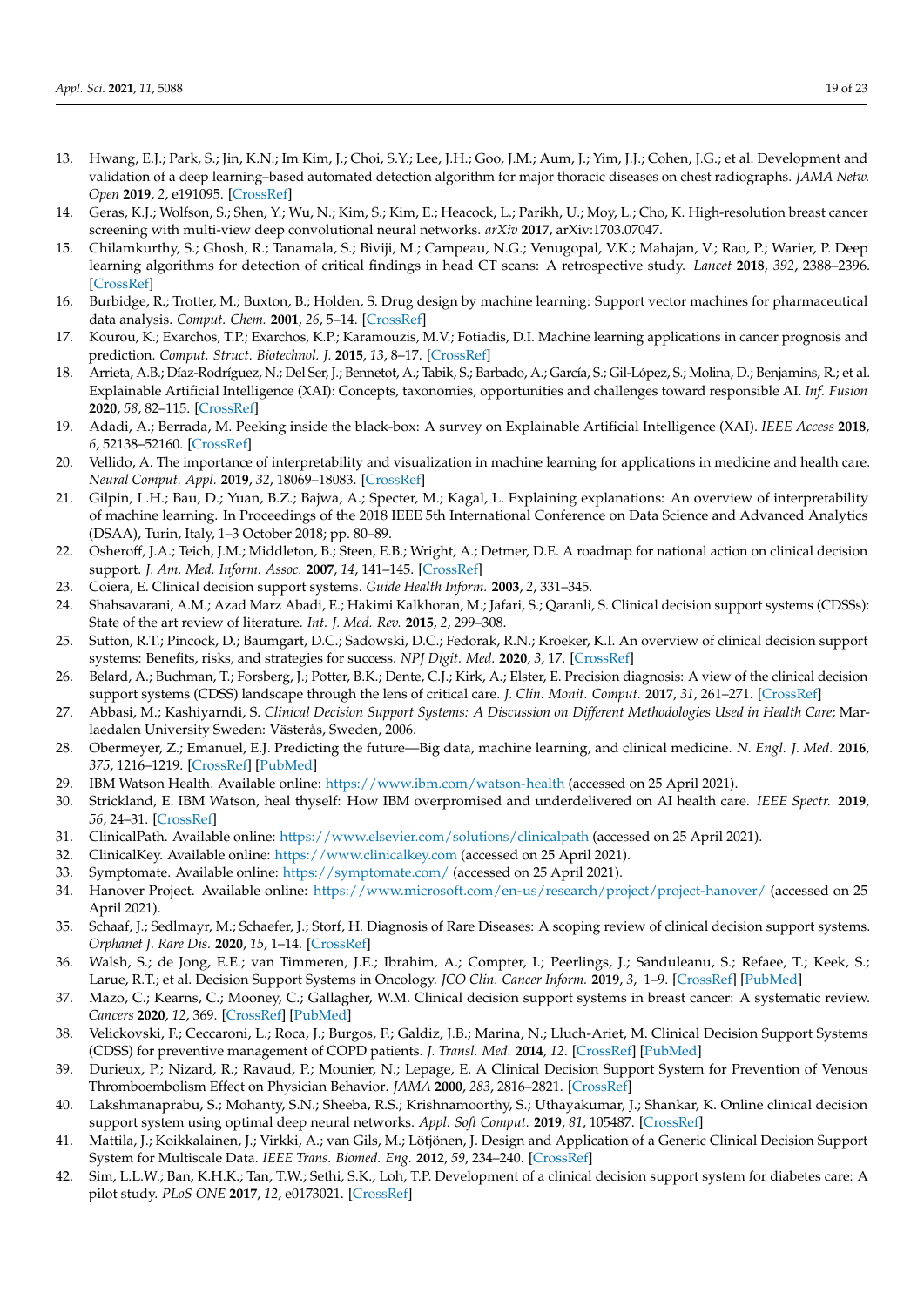13. Hwang, E.J.; Park, S.; Jin, K.N.; Im Kim, J.; Choi, S.Y.; Lee, J.H.; Goo, J.M.; Aum, J.; Yim, J.J.; Cohen, J.G.; et al. Development and validation of a deep learning–based automated detection algorithm for major thoracic diseases on chest radiographs. *JAMA Netw. Open* **2019**, *2*, e191095. [CrossRef]
14. Geras, K.J.; Wolfson, S.; Shen, Y.; Wu, N.; Kim, S.; Kim, E.; Heacock, L.; Parikh, U.; Moy, L.; Cho, K. High-resolution breast cancer screening with multi-view deep convolutional neural networks. *arXiv* **2017**, arXiv:1703.07047.
15. Chilamkurthy, S.; Ghosh, R.; Tanamala, S.; Biviji, M.; Campeau, N.G.; Venugopal, V.K.; Mahajan, V.; Rao, P.; Warier, P. Deep learning algorithms for detection of critical findings in head CT scans: A retrospective study. *Lancet* **2018**, *392*, 2388–2396. [CrossRef]
16. Burbidge, R.; Trotter, M.; Buxton, B.; Holden, S. Drug design by machine learning: Support vector machines for pharmaceutical data analysis. *Comput. Chem.* **2001**, *26*, 5–14. [CrossRef]
17. Kourou, K.; Exarchos, T.P.; Exarchos, K.P.; Karamouzis, M.V.; Fotiadis, D.I. Machine learning applications in cancer prognosis and prediction. *Comput. Struct. Biotechnol. J.* **2015**, *13*, 8–17. [CrossRef]
18. Arrieta, A.B.; Díaz-Rodríguez, N.; Del Ser, J.; Bennetot, A.; Tabik, S.; Barbado, A.; García, S.; Gil-López, S.; Molina, D.; Benjamins, R.; et al. Explainable Artificial Intelligence (XAI): Concepts, taxonomies, opportunities and challenges toward responsible AI. *Inf. Fusion* **2020**, *58*, 82–115. [CrossRef]
19. Adadi, A.; Berrada, M. Peeking inside the black-box: A survey on Explainable Artificial Intelligence (XAI). *IEEE Access* **2018**, *6*, 52138–52160. [CrossRef]
20. Vellido, A. The importance of interpretability and visualization in machine learning for applications in medicine and health care. *Neural Comput. Appl.* **2019**, *32*, 18069–18083. [CrossRef]
21. Gilpin, L.H.; Bau, D.; Yuan, B.Z.; Bajwa, A.; Specter, M.; Kagal, L. Explaining explanations: An overview of interpretability of machine learning. In Proceedings of the 2018 IEEE 5th International Conference on Data Science and Advanced Analytics (DSAA), Turin, Italy, 1–3 October 2018; pp. 80–89.
22. Osheroff, J.A.; Teich, J.M.; Middleton, B.; Steen, E.B.; Wright, A.; Detmer, D.E. A roadmap for national action on clinical decision support. *J. Am. Med. Inform. Assoc.* **2007**, *14*, 141–145. [CrossRef]
23. Coiera, E. Clinical decision support systems. *Guide Health Inform.* **2003**, *2*, 331–345.
24. Shahsavarani, A.M.; Azad Marz Abadi, E.; Hakimi Kalkhoran, M.; Jafari, S.; Qaranli, S. Clinical decision support systems (CDSSs): State of the art review of literature. *Int. J. Med. Rev.* **2015**, *2*, 299–308.
25. Sutton, R.T.; Pincock, D.; Baumgart, D.C.; Sadowski, D.C.; Fedorak, R.N.; Kroeker, K.I. An overview of clinical decision support systems: Benefits, risks, and strategies for success. *NPJ Digit. Med.* **2020**, *3*, 17. [CrossRef]
26. Belard, A.; Buchman, T.; Forsberg, J.; Potter, B.K.; Dente, C.J.; Kirk, A.; Elster, E. Precision diagnosis: A view of the clinical decision support systems (CDSS) landscape through the lens of critical care. *J. Clin. Monit. Comput.* **2017**, *31*, 261–271. [CrossRef]
27. Abbasi, M.; Kashiyarndi, S. *Clinical Decision Support Systems: A Discussion on Different Methodologies Used in Health Care*; Marlaedalen University Sweden: Västerås, Sweden, 2006.
28. Obermeyer, Z.; Emanuel, E.J. Predicting the future—Big data, machine learning, and clinical medicine. *N. Engl. J. Med.* **2016**, *375*, 1216–1219. [CrossRef] [PubMed]
29. IBM Watson Health. Available online: https://www.ibm.com/watson-health (accessed on 25 April 2021).
30. Strickland, E. IBM Watson, heal thyself: How IBM overpromised and underdelivered on AI health care. *IEEE Spectr.* **2019**, *56*, 24–31. [CrossRef]
31. ClinicalPath. Available online: https://www.elsevier.com/solutions/clinicalpath (accessed on 25 April 2021).
32. ClinicalKey. Available online: https://www.clinicalkey.com (accessed on 25 April 2021).
33. Symptomate. Available online: https://symptomate.com/ (accessed on 25 April 2021).
34. Hanover Project. Available online: https://www.microsoft.com/en-us/research/project/project-hanover/ (accessed on 25 April 2021).
35. Schaaf, J.; Sedlmayr, M.; Schaefer, J.; Storf, H. Diagnosis of Rare Diseases: A scoping review of clinical decision support systems. *Orphanet J. Rare Dis.* **2020**, *15*, 1–14. [CrossRef]
36. Walsh, S.; de Jong, E.E.; van Timmeren, J.E.; Ibrahim, A.; Compter, I.; Peerlings, J.; Sanduleanu, S.; Refaee, T.; Keek, S.; Larue, R.T.; et al. Decision Support Systems in Oncology. *JCO Clin. Cancer Inform.* **2019**, *3*, 1–9. [CrossRef] [PubMed]
37. Mazo, C.; Kearns, C.; Mooney, C.; Gallagher, W.M. Clinical decision support systems in breast cancer: A systematic review. *Cancers* **2020**, *12*, 369. [CrossRef] [PubMed]
38. Velickovski, F.; Ceccaroni, L.; Roca, J.; Burgos, F.; Galdiz, J.B.; Marina, N.; Lluch-Ariet, M. Clinical Decision Support Systems (CDSS) for preventive management of COPD patients. *J. Transl. Med.* **2014**, *12*. [CrossRef] [PubMed]
39. Durieux, P.; Nizard, R.; Ravaud, P.; Mounier, N.; Lepage, E. A Clinical Decision Support System for Prevention of Venous Thromboembolism Effect on Physician Behavior. *JAMA* **2000**, *283*, 2816–2821. [CrossRef]
40. Lakshmanaprabu, S.; Mohanty, S.N.; Sheeba, R.S.; Krishnamoorthy, S.; Uthayakumar, J.; Shankar, K. Online clinical decision support system using optimal deep neural networks. *Appl. Soft Comput.* **2019**, *81*, 105487. [CrossRef]
41. Mattila, J.; Koikkalainen, J.; Virkki, A.; van Gils, M.; Lötjönen, J. Design and Application of a Generic Clinical Decision Support System for Multiscale Data. *IEEE Trans. Biomed. Eng.* **2012**, *59*, 234–240. [CrossRef]
42. Sim, L.L.W.; Ban, K.H.K.; Tan, T.W.; Sethi, S.K.; Loh, T.P. Development of a clinical decision support system for diabetes care: A pilot study. *PLoS ONE* **2017**, *12*, e0173021. [CrossRef]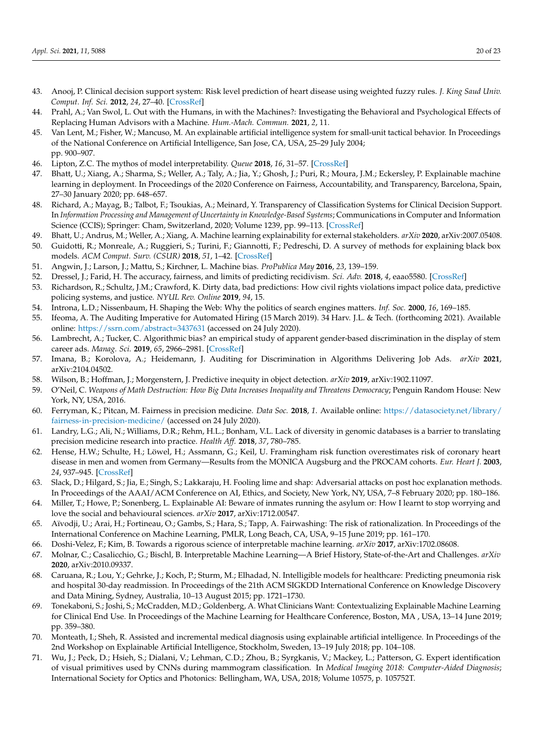43. Anooj, P. Clinical decision support system: Risk level prediction of heart disease using weighted fuzzy rules. *J. King Saud Univ. Comput. Inf. Sci.* **2012**, *24*, 27–40. [CrossRef]
44. Prahl, A.; Van Swol, L. Out with the Humans, in with the Machines?: Investigating the Behavioral and Psychological Effects of Replacing Human Advisors with a Machine. *Hum.-Mach. Commun.* **2021**, *2*, 11.
45. Van Lent, M.; Fisher, W.; Mancuso, M. An explainable artificial intelligence system for small-unit tactical behavior. In Proceedings of the National Conference on Artificial Intelligence, San Jose, CA, USA, 25–29 July 2004; pp. 900–907.
46. Lipton, Z.C. The mythos of model interpretability. *Queue* **2018**, *16*, 31–57. [CrossRef]
47. Bhatt, U.; Xiang, A.; Sharma, S.; Weller, A.; Taly, A.; Jia, Y.; Ghosh, J.; Puri, R.; Moura, J.M.; Eckersley, P. Explainable machine learning in deployment. In Proceedings of the 2020 Conference on Fairness, Accountability, and Transparency, Barcelona, Spain, 27–30 January 2020; pp. 648–657.
48. Richard, A.; Mayag, B.; Talbot, F.; Tsoukias, A.; Meinard, Y. Transparency of Classification Systems for Clinical Decision Support. In *Information Processing and Management of Uncertainty in Knowledge-Based Systems*; Communications in Computer and Information Science (CCIS); Springer: Cham, Switzerland, 2020; Volume 1239, pp. 99–113. [CrossRef]
49. Bhatt, U.; Andrus, M.; Weller, A.; Xiang, A. Machine learning explainability for external stakeholders. *arXiv* **2020**, arXiv:2007.05408.
50. Guidotti, R.; Monreale, A.; Ruggieri, S.; Turini, F.; Giannotti, F.; Pedreschi, D. A survey of methods for explaining black box models. *ACM Comput. Surv. (CSUR)* **2018**, *51*, 1–42. [CrossRef]
51. Angwin, J.; Larson, J.; Mattu, S.; Kirchner, L. Machine bias. *ProPublica May* **2016**, *23*, 139–159.
52. Dressel, J.; Farid, H. The accuracy, fairness, and limits of predicting recidivism. *Sci. Adv.* **2018**, *4*, eaao5580. [CrossRef]
53. Richardson, R.; Schultz, J.M.; Crawford, K. Dirty data, bad predictions: How civil rights violations impact police data, predictive policing systems, and justice. *NYUL Rev. Online* **2019**, *94*, 15.
54. Introna, L.D.; Nissenbaum, H. Shaping the Web: Why the politics of search engines matters. *Inf. Soc.* **2000**, *16*, 169–185.
55. Ifeoma, A. The Auditing Imperative for Automated Hiring (15 March 2019). 34 Harv. J.L. & Tech. (forthcoming 2021). Available online: https://ssrn.com/abstract=3437631 (accessed on 24 July 2020).
56. Lambrecht, A.; Tucker, C. Algorithmic bias? an empirical study of apparent gender-based discrimination in the display of stem career ads. *Manag. Sci.* **2019**, *65*, 2966–2981. [CrossRef]
57. Imana, B.; Korolova, A.; Heidemann, J. Auditing for Discrimination in Algorithms Delivering Job Ads. *arXiv* **2021**, arXiv:2104.04502.
58. Wilson, B.; Hoffman, J.; Morgenstern, J. Predictive inequity in object detection. *arXiv* **2019**, arXiv:1902.11097.
59. O'Neil, C. *Weapons of Math Destruction: How Big Data Increases Inequality and Threatens Democracy*; Penguin Random House: New York, NY, USA, 2016.
60. Ferryman, K.; Pitcan, M. Fairness in precision medicine. *Data Soc.* **2018**, *1*. Available online: https://datasociety.net/library/fairness-in-precision-medicine/ (accessed on 24 July 2020).
61. Landry, L.G.; Ali, N.; Williams, D.R.; Rehm, H.L.; Bonham, V.L. Lack of diversity in genomic databases is a barrier to translating precision medicine research into practice. *Health Aff.* **2018**, *37*, 780–785.
62. Hense, H.W.; Schulte, H.; Löwel, H.; Assmann, G.; Keil, U. Framingham risk function overestimates risk of coronary heart disease in men and women from Germany—Results from the MONICA Augsburg and the PROCAM cohorts. *Eur. Heart J.* **2003**, *24*, 937–945. [CrossRef]
63. Slack, D.; Hilgard, S.; Jia, E.; Singh, S.; Lakkaraju, H. Fooling lime and shap: Adversarial attacks on post hoc explanation methods. In Proceedings of the AAAI/ACM Conference on AI, Ethics, and Society, New York, NY, USA, 7–8 February 2020; pp. 180–186.
64. Miller, T.; Howe, P.; Sonenberg, L. Explainable AI: Beware of inmates running the asylum or: How I learnt to stop worrying and love the social and behavioural sciences. *arXiv* **2017**, arXiv:1712.00547.
65. Aïvodji, U.; Arai, H.; Fortineau, O.; Gambs, S.; Hara, S.; Tapp, A. Fairwashing: The risk of rationalization. In Proceedings of the International Conference on Machine Learning, PMLR, Long Beach, CA, USA, 9–15 June 2019; pp. 161–170.
66. Doshi-Velez, F.; Kim, B. Towards a rigorous science of interpretable machine learning. *arXiv* **2017**, arXiv:1702.08608.
67. Molnar, C.; Casalicchio, G.; Bischl, B. Interpretable Machine Learning—A Brief History, State-of-the-Art and Challenges. *arXiv* **2020**, arXiv:2010.09337.
68. Caruana, R.; Lou, Y.; Gehrke, J.; Koch, P.; Sturm, M.; Elhadad, N. Intelligible models for healthcare: Predicting pneumonia risk and hospital 30-day readmission. In Proceedings of the 21th ACM SIGKDD International Conference on Knowledge Discovery and Data Mining, Sydney, Australia, 10–13 August 2015; pp. 1721–1730.
69. Tonekaboni, S.; Joshi, S.; McCradden, M.D.; Goldenberg, A. What Clinicians Want: Contextualizing Explainable Machine Learning for Clinical End Use. In Proceedings of the Machine Learning for Healthcare Conference, Boston, MA, USA, 13–14 June 2019; pp. 359–380.
70. Monteath, I.; Sheh, R. Assisted and incremental medical diagnosis using explainable artificial intelligence. In Proceedings of the 2nd Workshop on Explainable Artificial Intelligence, Stockholm, Sweden, 13–19 July 2018; pp. 104–108.
71. Wu, J.; Peck, D.; Hsieh, S.; Dialani, V.; Lehman, C.D.; Zhou, B.; Syrgkanis, V.; Mackey, L.; Patterson, G. Expert identification of visual primitives used by CNNs during mammogram classification. In *Medical Imaging 2018: Computer-Aided Diagnosis*; International Society for Optics and Photonics: Bellingham, WA, USA, 2018; Volume 10575, p. 105752T.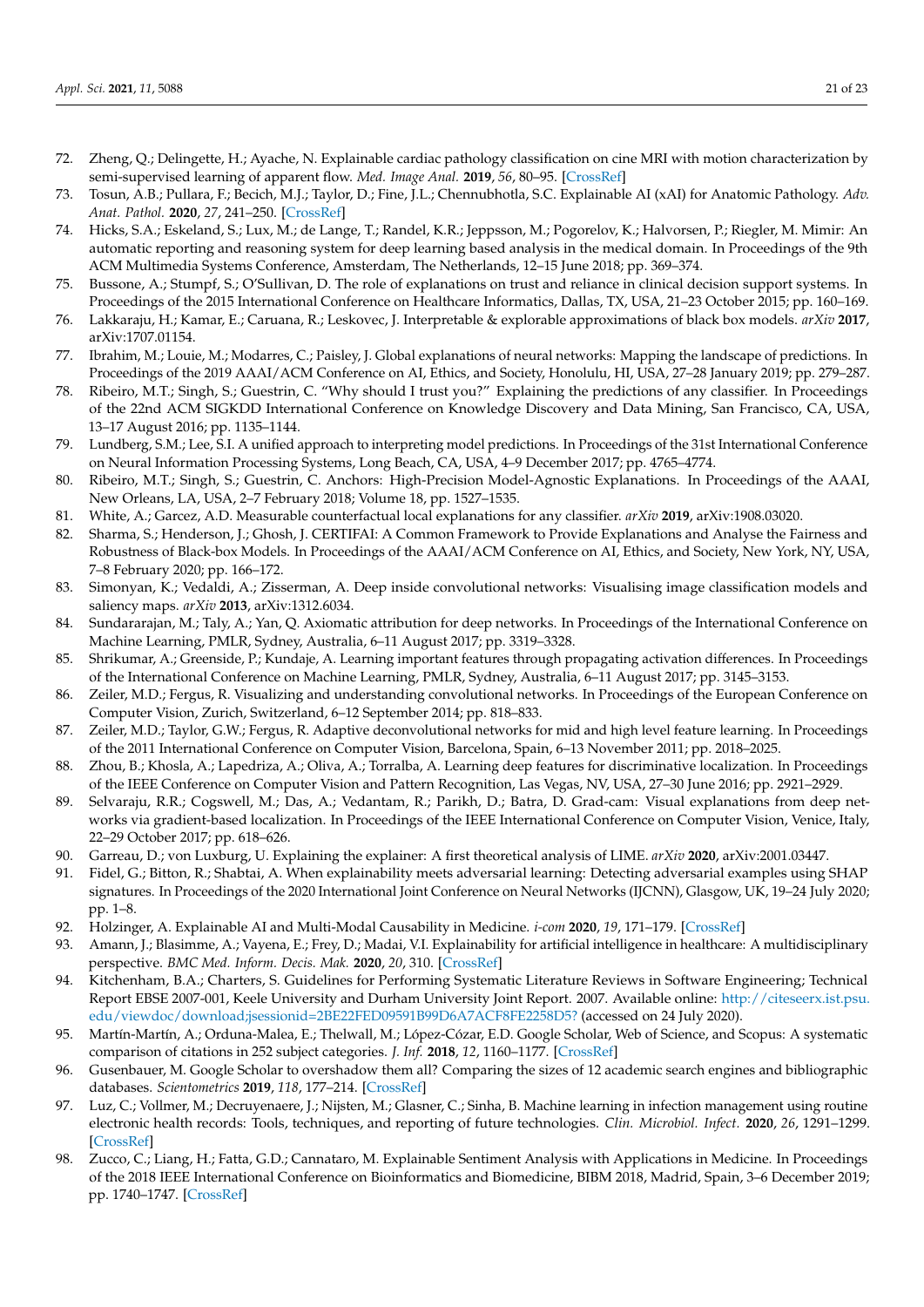72. Zheng, Q.; Delingette, H.; Ayache, N. Explainable cardiac pathology classification on cine MRI with motion characterization by semi-supervised learning of apparent flow. *Med. Image Anal.* **2019**, *56*, 80–95. [CrossRef]
73. Tosun, A.B.; Pullara, F.; Becich, M.J.; Taylor, D.; Fine, J.L.; Chennubhotla, S.C. Explainable AI (xAI) for Anatomic Pathology. *Adv. Anat. Pathol.* **2020**, *27*, 241–250. [CrossRef]
74. Hicks, S.A.; Eskeland, S.; Lux, M.; de Lange, T.; Randel, K.R.; Jeppsson, M.; Pogorelov, K.; Halvorsen, P.; Riegler, M. Mimir: An automatic reporting and reasoning system for deep learning based analysis in the medical domain. In Proceedings of the 9th ACM Multimedia Systems Conference, Amsterdam, The Netherlands, 12–15 June 2018; pp. 369–374.
75. Bussone, A.; Stumpf, S.; O'Sullivan, D. The role of explanations on trust and reliance in clinical decision support systems. In Proceedings of the 2015 International Conference on Healthcare Informatics, Dallas, TX, USA, 21–23 October 2015; pp. 160–169.
76. Lakkaraju, H.; Kamar, E.; Caruana, R.; Leskovec, J. Interpretable & explorable approximations of black box models. *arXiv* **2017**, arXiv:1707.01154.
77. Ibrahim, M.; Louie, M.; Modarres, C.; Paisley, J. Global explanations of neural networks: Mapping the landscape of predictions. In Proceedings of the 2019 AAAI/ACM Conference on AI, Ethics, and Society, Honolulu, HI, USA, 27–28 January 2019; pp. 279–287.
78. Ribeiro, M.T.; Singh, S.; Guestrin, C. "Why should I trust you?" Explaining the predictions of any classifier. In Proceedings of the 22nd ACM SIGKDD International Conference on Knowledge Discovery and Data Mining, San Francisco, CA, USA, 13–17 August 2016; pp. 1135–1144.
79. Lundberg, S.M.; Lee, S.I. A unified approach to interpreting model predictions. In Proceedings of the 31st International Conference on Neural Information Processing Systems, Long Beach, CA, USA, 4–9 December 2017; pp. 4765–4774.
80. Ribeiro, M.T.; Singh, S.; Guestrin, C. Anchors: High-Precision Model-Agnostic Explanations. In Proceedings of the AAAI, New Orleans, LA, USA, 2–7 February 2018; Volume 18, pp. 1527–1535.
81. White, A.; Garcez, A.D. Measurable counterfactual local explanations for any classifier. *arXiv* **2019**, arXiv:1908.03020.
82. Sharma, S.; Henderson, J.; Ghosh, J. CERTIFAI: A Common Framework to Provide Explanations and Analyse the Fairness and Robustness of Black-box Models. In Proceedings of the AAAI/ACM Conference on AI, Ethics, and Society, New York, NY, USA, 7–8 February 2020; pp. 166–172.
83. Simonyan, K.; Vedaldi, A.; Zisserman, A. Deep inside convolutional networks: Visualising image classification models and saliency maps. *arXiv* **2013**, arXiv:1312.6034.
84. Sundararajan, M.; Taly, A.; Yan, Q. Axiomatic attribution for deep networks. In Proceedings of the International Conference on Machine Learning, PMLR, Sydney, Australia, 6–11 August 2017; pp. 3319–3328.
85. Shrikumar, A.; Greenside, P.; Kundaje, A. Learning important features through propagating activation differences. In Proceedings of the International Conference on Machine Learning, PMLR, Sydney, Australia, 6–11 August 2017; pp. 3145–3153.
86. Zeiler, M.D.; Fergus, R. Visualizing and understanding convolutional networks. In Proceedings of the European Conference on Computer Vision, Zurich, Switzerland, 6–12 September 2014; pp. 818–833.
87. Zeiler, M.D.; Taylor, G.W.; Fergus, R. Adaptive deconvolutional networks for mid and high level feature learning. In Proceedings of the 2011 International Conference on Computer Vision, Barcelona, Spain, 6–13 November 2011; pp. 2018–2025.
88. Zhou, B.; Khosla, A.; Lapedriza, A.; Oliva, A.; Torralba, A. Learning deep features for discriminative localization. In Proceedings of the IEEE Conference on Computer Vision and Pattern Recognition, Las Vegas, NV, USA, 27–30 June 2016; pp. 2921–2929.
89. Selvaraju, R.R.; Cogswell, M.; Das, A.; Vedantam, R.; Parikh, D.; Batra, D. Grad-cam: Visual explanations from deep networks via gradient-based localization. In Proceedings of the IEEE International Conference on Computer Vision, Venice, Italy, 22–29 October 2017; pp. 618–626.
90. Garreau, D.; von Luxburg, U. Explaining the explainer: A first theoretical analysis of LIME. *arXiv* **2020**, arXiv:2001.03447.
91. Fidel, G.; Bitton, R.; Shabtai, A. When explainability meets adversarial learning: Detecting adversarial examples using SHAP signatures. In Proceedings of the 2020 International Joint Conference on Neural Networks (IJCNN), Glasgow, UK, 19–24 July 2020; pp. 1–8.
92. Holzinger, A. Explainable AI and Multi-Modal Causability in Medicine. *i-com* **2020**, *19*, 171–179. [CrossRef]
93. Amann, J.; Blasimme, A.; Vayena, E.; Frey, D.; Madai, V.I. Explainability for artificial intelligence in healthcare: A multidisciplinary perspective. *BMC Med. Inform. Decis. Mak.* **2020**, *20*, 310. [CrossRef]
94. Kitchenham, B.A.; Charters, S. Guidelines for Performing Systematic Literature Reviews in Software Engineering; Technical Report EBSE 2007-001, Keele University and Durham University Joint Report. 2007. Available online: http://citeseerx.ist.psu.edu/viewdoc/download;jsessionid=2BE22FED09591B99D6A7ACF8FE2258D5? (accessed on 24 July 2020).
95. Martín-Martín, A.; Orduna-Malea, E.; Thelwall, M.; López-Cózar, E.D. Google Scholar, Web of Science, and Scopus: A systematic comparison of citations in 252 subject categories. *J. Inf.* **2018**, *12*, 1160–1177. [CrossRef]
96. Gusenbauer, M. Google Scholar to overshadow them all? Comparing the sizes of 12 academic search engines and bibliographic databases. *Scientometrics* **2019**, *118*, 177–214. [CrossRef]
97. Luz, C.; Vollmer, M.; Decruyenaere, J.; Nijsten, M.; Glasner, C.; Sinha, B. Machine learning in infection management using routine electronic health records: Tools, techniques, and reporting of future technologies. *Clin. Microbiol. Infect.* **2020**, *26*, 1291–1299. [CrossRef]
98. Zucco, C.; Liang, H.; Fatta, G.D.; Cannataro, M. Explainable Sentiment Analysis with Applications in Medicine. In Proceedings of the 2018 IEEE International Conference on Bioinformatics and Biomedicine, BIBM 2018, Madrid, Spain, 3–6 December 2019; pp. 1740–1747. [CrossRef]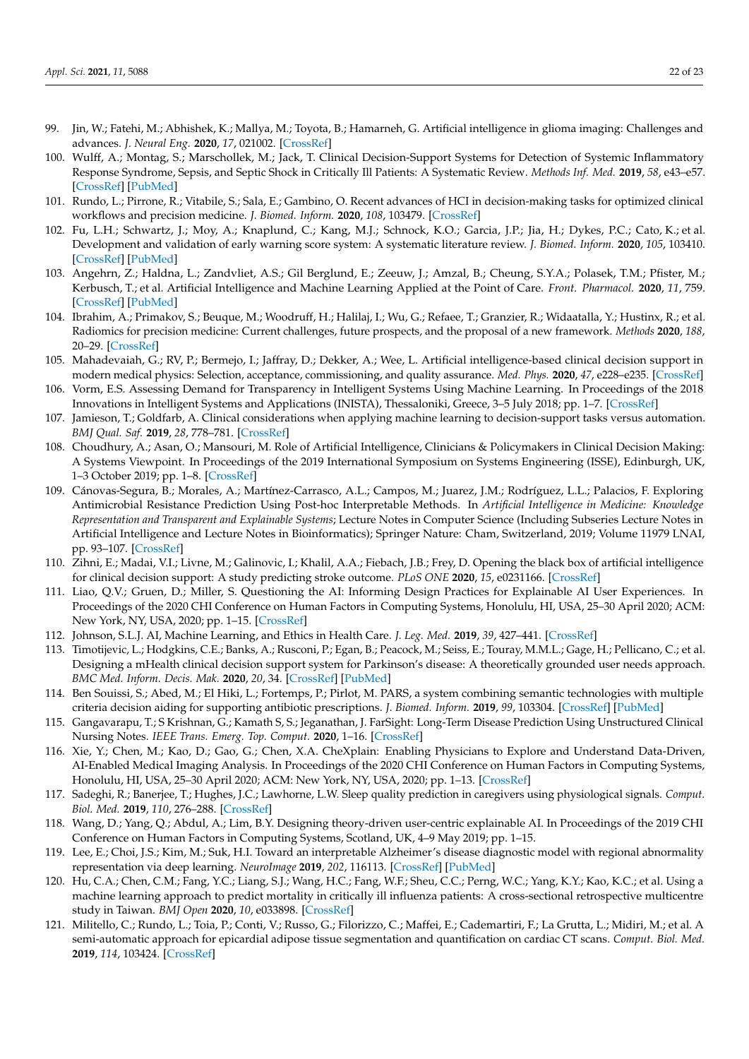99. Jin, W.; Fatehi, M.; Abhishek, K.; Mallya, M.; Toyota, B.; Hamarneh, G. Artificial intelligence in glioma imaging: Challenges and advances. *J. Neural Eng.* **2020**, *17*, 021002. [CrossRef]
100. Wulff, A.; Montag, S.; Marschollek, M.; Jack, T. Clinical Decision-Support Systems for Detection of Systemic Inflammatory Response Syndrome, Sepsis, and Septic Shock in Critically Ill Patients: A Systematic Review. *Methods Inf. Med.* **2019**, *58*, e43–e57. [CrossRef] [PubMed]
101. Rundo, L.; Pirrone, R.; Vitabile, S.; Sala, E.; Gambino, O. Recent advances of HCI in decision-making tasks for optimized clinical workflows and precision medicine. *J. Biomed. Inform.* **2020**, *108*, 103479. [CrossRef]
102. Fu, L.H.; Schwartz, J.; Moy, A.; Knaplund, C.; Kang, M.J.; Schnock, K.O.; Garcia, J.P.; Jia, H.; Dykes, P.C.; Cato, K.; et al. Development and validation of early warning score system: A systematic literature review. *J. Biomed. Inform.* **2020**, *105*, 103410. [CrossRef] [PubMed]
103. Angehrn, Z.; Haldna, L.; Zandvliet, A.S.; Gil Berglund, E.; Zeeuw, J.; Amzal, B.; Cheung, S.Y.A.; Polasek, T.M.; Pfister, M.; Kerbusch, T.; et al. Artificial Intelligence and Machine Learning Applied at the Point of Care. *Front. Pharmacol.* **2020**, *11*, 759. [CrossRef] [PubMed]
104. Ibrahim, A.; Primakov, S.; Beuque, M.; Woodruff, H.; Halilaj, I.; Wu, G.; Refaee, T.; Granzier, R.; Widaatalla, Y.; Hustinx, R.; et al. Radiomics for precision medicine: Current challenges, future prospects, and the proposal of a new framework. *Methods* **2020**, *188*, 20–29. [CrossRef]
105. Mahadevaiah, G.; RV, P.; Bermejo, I.; Jaffray, D.; Dekker, A.; Wee, L. Artificial intelligence-based clinical decision support in modern medical physics: Selection, acceptance, commissioning, and quality assurance. *Med. Phys.* **2020**, *47*, e228–e235. [CrossRef]
106. Vorm, E.S. Assessing Demand for Transparency in Intelligent Systems Using Machine Learning. In Proceedings of the 2018 Innovations in Intelligent Systems and Applications (INISTA), Thessaloniki, Greece, 3–5 July 2018; pp. 1–7. [CrossRef]
107. Jamieson, T.; Goldfarb, A. Clinical considerations when applying machine learning to decision-support tasks versus automation. *BMJ Qual. Saf.* **2019**, *28*, 778–781. [CrossRef]
108. Choudhury, A.; Asan, O.; Mansouri, M. Role of Artificial Intelligence, Clinicians & Policymakers in Clinical Decision Making: A Systems Viewpoint. In Proceedings of the 2019 International Symposium on Systems Engineering (ISSE), Edinburgh, UK, 1–3 October 2019; pp. 1–8. [CrossRef]
109. Cánovas-Segura, B.; Morales, A.; Martínez-Carrasco, A.L.; Campos, M.; Juarez, J.M.; Rodríguez, L.L.; Palacios, F. Exploring Antimicrobial Resistance Prediction Using Post-hoc Interpretable Methods. In *Artificial Intelligence in Medicine: Knowledge Representation and Transparent and Explainable Systems*; Lecture Notes in Computer Science (Including Subseries Lecture Notes in Artificial Intelligence and Lecture Notes in Bioinformatics); Springer Nature: Cham, Switzerland, 2019; Volume 11979 LNAI, pp. 93–107. [CrossRef]
110. Zihni, E.; Madai, V.I.; Livne, M.; Galinovic, I.; Khalil, A.A.; Fiebach, J.B.; Frey, D. Opening the black box of artificial intelligence for clinical decision support: A study predicting stroke outcome. *PLoS ONE* **2020**, *15*, e0231166. [CrossRef]
111. Liao, Q.V.; Gruen, D.; Miller, S. Questioning the AI: Informing Design Practices for Explainable AI User Experiences. In Proceedings of the 2020 CHI Conference on Human Factors in Computing Systems, Honolulu, HI, USA, 25–30 April 2020; ACM: New York, NY, USA, 2020; pp. 1–15. [CrossRef]
112. Johnson, S.L.J. AI, Machine Learning, and Ethics in Health Care. *J. Leg. Med.* **2019**, *39*, 427–441. [CrossRef]
113. Timotijevic, L.; Hodgkins, C.E.; Banks, A.; Rusconi, P.; Egan, B.; Peacock, M.; Seiss, E.; Touray, M.M.L.; Gage, H.; Pellicano, C.; et al. Designing a mHealth clinical decision support system for Parkinson's disease: A theoretically grounded user needs approach. *BMC Med. Inform. Decis. Mak.* **2020**, *20*, 34. [CrossRef] [PubMed]
114. Ben Souissi, S.; Abed, M.; El Hiki, L.; Fortemps, P.; Pirlot, M. PARS, a system combining semantic technologies with multiple criteria decision aiding for supporting antibiotic prescriptions. *J. Biomed. Inform.* **2019**, *99*, 103304. [CrossRef] [PubMed]
115. Gangavarapu, T.; S Krishnan, G.; Kamath S, S.; Jeganathan, J. FarSight: Long-Term Disease Prediction Using Unstructured Clinical Nursing Notes. *IEEE Trans. Emerg. Top. Comput.* **2020**, 1–16. [CrossRef]
116. Xie, Y.; Chen, M.; Kao, D.; Gao, G.; Chen, X.A. CheXplain: Enabling Physicians to Explore and Understand Data-Driven, AI-Enabled Medical Imaging Analysis. In Proceedings of the 2020 CHI Conference on Human Factors in Computing Systems, Honolulu, HI, USA, 25–30 April 2020; ACM: New York, NY, USA, 2020; pp. 1–13. [CrossRef]
117. Sadeghi, R.; Banerjee, T.; Hughes, J.C.; Lawhorne, L.W. Sleep quality prediction in caregivers using physiological signals. *Comput. Biol. Med.* **2019**, *110*, 276–288. [CrossRef]
118. Wang, D.; Yang, Q.; Abdul, A.; Lim, B.Y. Designing theory-driven user-centric explainable AI. In Proceedings of the 2019 CHI Conference on Human Factors in Computing Systems, Scotland, UK, 4–9 May 2019; pp. 1–15.
119. Lee, E.; Choi, J.S.; Kim, M.; Suk, H.I. Toward an interpretable Alzheimer's disease diagnostic model with regional abnormality representation via deep learning. *NeuroImage* **2019**, *202*, 116113. [CrossRef] [PubMed]
120. Hu, C.A.; Chen, C.M.; Fang, Y.C.; Liang, S.J.; Wang, H.C.; Fang, W.F.; Sheu, C.C.; Perng, W.C.; Yang, K.Y.; Kao, K.C.; et al. Using a machine learning approach to predict mortality in critically ill influenza patients: A cross-sectional retrospective multicentre study in Taiwan. *BMJ Open* **2020**, *10*, e033898. [CrossRef]
121. Militello, C.; Rundo, L.; Toia, P.; Conti, V.; Russo, G.; Filorizzo, C.; Maffei, E.; Cademartiri, F.; La Grutta, L.; Midiri, M.; et al. A semi-automatic approach for epicardial adipose tissue segmentation and quantification on cardiac CT scans. *Comput. Biol. Med.* **2019**, *114*, 103424. [CrossRef]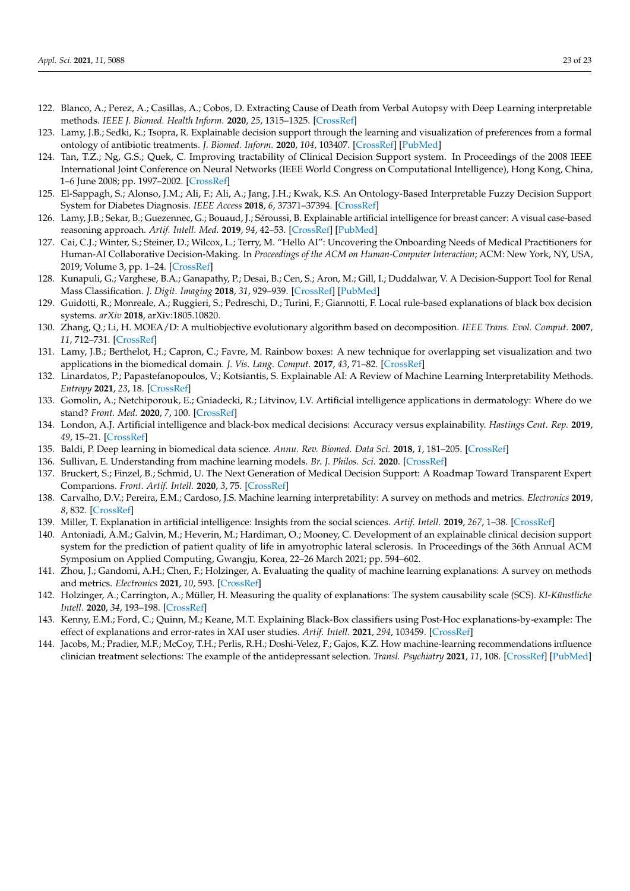122. Blanco, A.; Perez, A.; Casillas, A.; Cobos, D. Extracting Cause of Death from Verbal Autopsy with Deep Learning interpretable methods. *IEEE J. Biomed. Health Inform.* **2020**, *25*, 1315–1325. [CrossRef]
123. Lamy, J.B.; Sedki, K.; Tsopra, R. Explainable decision support through the learning and visualization of preferences from a formal ontology of antibiotic treatments. *J. Biomed. Inform.* **2020**, *104*, 103407. [CrossRef] [PubMed]
124. Tan, T.Z.; Ng, G.S.; Quek, C. Improving tractability of Clinical Decision Support system. In Proceedings of the 2008 IEEE International Joint Conference on Neural Networks (IEEE World Congress on Computational Intelligence), Hong Kong, China, 1–6 June 2008; pp. 1997–2002. [CrossRef]
125. El-Sappagh, S.; Alonso, J.M.; Ali, F.; Ali, A.; Jang, J.H.; Kwak, K.S. An Ontology-Based Interpretable Fuzzy Decision Support System for Diabetes Diagnosis. *IEEE Access* **2018**, *6*, 37371–37394. [CrossRef]
126. Lamy, J.B.; Sekar, B.; Guezennec, G.; Bouaud, J.; Séroussi, B. Explainable artificial intelligence for breast cancer: A visual case-based reasoning approach. *Artif. Intell. Med.* **2019**, *94*, 42–53. [CrossRef] [PubMed]
127. Cai, C.J.; Winter, S.; Steiner, D.; Wilcox, L.; Terry, M. "Hello AI": Uncovering the Onboarding Needs of Medical Practitioners for Human-AI Collaborative Decision-Making. In *Proceedings of the ACM on Human-Computer Interaction*; ACM: New York, NY, USA, 2019; Volume 3, pp. 1–24. [CrossRef]
128. Kunapuli, G.; Varghese, B.A.; Ganapathy, P.; Desai, B.; Cen, S.; Aron, M.; Gill, I.; Duddalwar, V. A Decision-Support Tool for Renal Mass Classification. *J. Digit. Imaging* **2018**, *31*, 929–939. [CrossRef] [PubMed]
129. Guidotti, R.; Monreale, A.; Ruggieri, S.; Pedreschi, D.; Turini, F.; Giannotti, F. Local rule-based explanations of black box decision systems. *arXiv* **2018**, arXiv:1805.10820.
130. Zhang, Q.; Li, H. MOEA/D: A multiobjective evolutionary algorithm based on decomposition. *IEEE Trans. Evol. Comput.* **2007**, *11*, 712–731. [CrossRef]
131. Lamy, J.B.; Berthelot, H.; Capron, C.; Favre, M. Rainbow boxes: A new technique for overlapping set visualization and two applications in the biomedical domain. *J. Vis. Lang. Comput.* **2017**, *43*, 71–82. [CrossRef]
132. Linardatos, P.; Papastefanopoulos, V.; Kotsiantis, S. Explainable AI: A Review of Machine Learning Interpretability Methods. *Entropy* **2021**, *23*, 18. [CrossRef]
133. Gomolin, A.; Netchiporouk, E.; Gniadecki, R.; Litvinov, I.V. Artificial intelligence applications in dermatology: Where do we stand? *Front. Med.* **2020**, *7*, 100. [CrossRef]
134. London, A.J. Artificial intelligence and black-box medical decisions: Accuracy versus explainability. *Hastings Cent. Rep.* **2019**, *49*, 15–21. [CrossRef]
135. Baldi, P. Deep learning in biomedical data science. *Annu. Rev. Biomed. Data Sci.* **2018**, *1*, 181–205. [CrossRef]
136. Sullivan, E. Understanding from machine learning models. *Br. J. Philos. Sci.* **2020**. [CrossRef]
137. Bruckert, S.; Finzel, B.; Schmid, U. The Next Generation of Medical Decision Support: A Roadmap Toward Transparent Expert Companions. *Front. Artif. Intell.* **2020**, *3*, 75. [CrossRef]
138. Carvalho, D.V.; Pereira, E.M.; Cardoso, J.S. Machine learning interpretability: A survey on methods and metrics. *Electronics* **2019**, *8*, 832. [CrossRef]
139. Miller, T. Explanation in artificial intelligence: Insights from the social sciences. *Artif. Intell.* **2019**, *267*, 1–38. [CrossRef]
140. Antoniadi, A.M.; Galvin, M.; Heverin, M.; Hardiman, O.; Mooney, C. Development of an explainable clinical decision support system for the prediction of patient quality of life in amyotrophic lateral sclerosis. In Proceedings of the 36th Annual ACM Symposium on Applied Computing, Gwangju, Korea, 22–26 March 2021; pp. 594–602.
141. Zhou, J.; Gandomi, A.H.; Chen, F.; Holzinger, A. Evaluating the quality of machine learning explanations: A survey on methods and metrics. *Electronics* **2021**, *10*, 593. [CrossRef]
142. Holzinger, A.; Carrington, A.; Müller, H. Measuring the quality of explanations: The system causability scale (SCS). *KI-Künstliche Intell.* **2020**, *34*, 193–198. [CrossRef]
143. Kenny, E.M.; Ford, C.; Quinn, M.; Keane, M.T. Explaining Black-Box classifiers using Post-Hoc explanations-by-example: The effect of explanations and error-rates in XAI user studies. *Artif. Intell.* **2021**, *294*, 103459. [CrossRef]
144. Jacobs, M.; Pradier, M.F.; McCoy, T.H.; Perlis, R.H.; Doshi-Velez, F.; Gajos, K.Z. How machine-learning recommendations influence clinician treatment selections: The example of the antidepressant selection. *Transl. Psychiatry* **2021**, *11*, 108. [CrossRef] [PubMed]